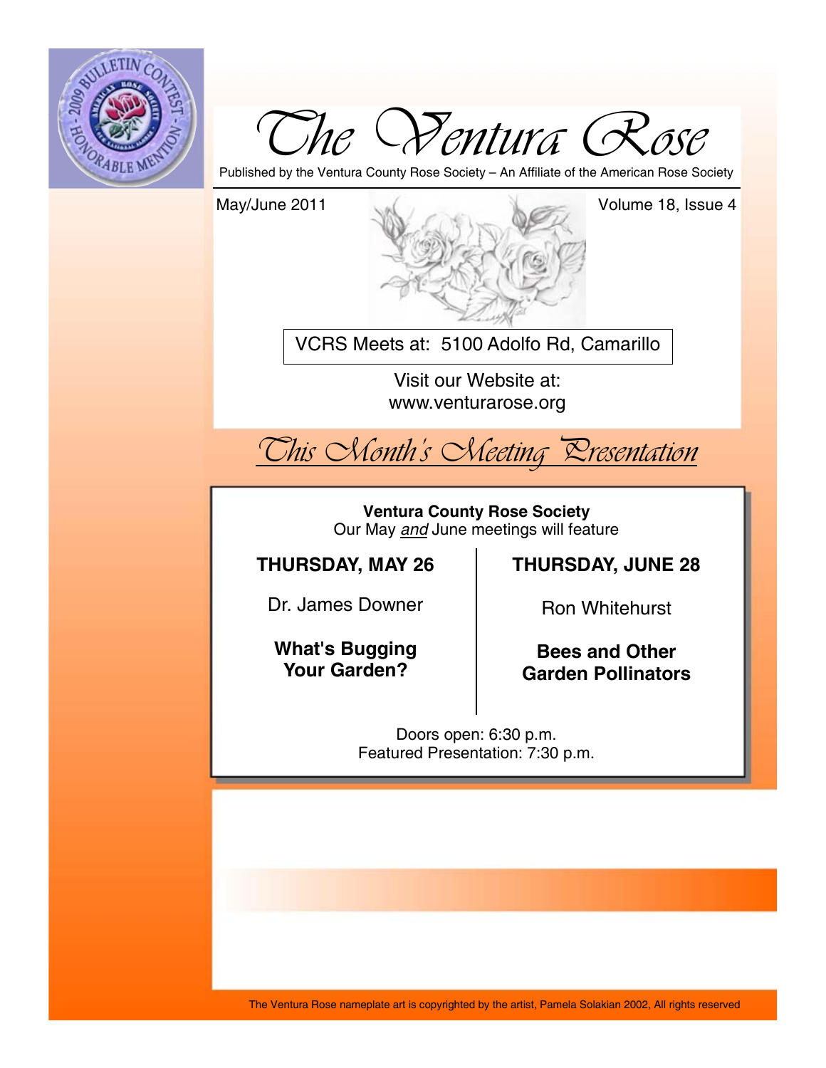# The Ventura Rose

Published by the Ventura County Rose Society – An Affiliate of the American Rose Society

May/June 2011 — Volume 18, Issue 4

VCRS Meets at: 5100 Adolfo Rd, Camarillo

Visit our Website at:
www.venturarose.org

## This Month's Meeting Presentation

**Ventura County Rose Society**
Our May *and* June meetings will feature

**THURSDAY, MAY 26**

Dr. James Downer

**What's Bugging Your Garden?**

**THURSDAY, JUNE 28**

Ron Whitehurst

**Bees and Other Garden Pollinators**

Doors open: 6:30 p.m.
Featured Presentation: 7:30 p.m.

The Ventura Rose nameplate art is copyrighted by the artist, Pamela Solakian 2002, All rights reserved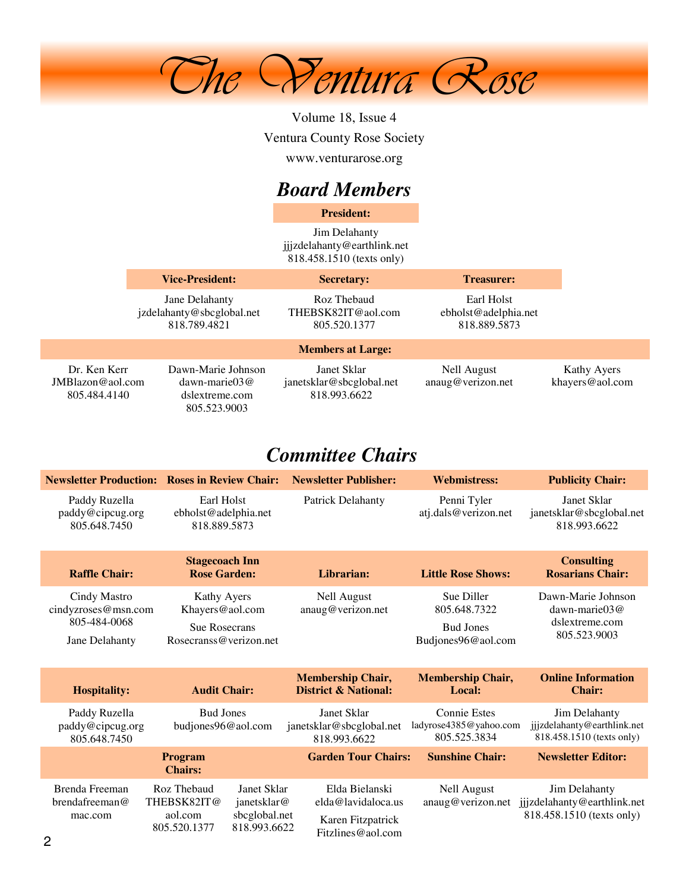# The Ventura Rose

Volume 18, Issue 4

Ventura County Rose Society

www.venturarose.org

## Board Members

**President:**

Jim Delahanty
jjjzdelahanty@earthlink.net
818.458.1510 (texts only)

| Vice-President: | Secretary: | Treasurer: |
|---|---|---|
| Jane Delahanty<br>jzdelahanty@sbcglobal.net<br>818.789.4821 | Roz Thebaud<br>THEBSK82IT@aol.com<br>805.520.1377 | Earl Holst<br>ebholst@adelphia.net<br>818.889.5873 |

**Members at Large:**

| | | | | |
|---|---|---|---|---|
| Dr. Ken Kerr<br>JMBlazon@aol.com<br>805.484.4140 | Dawn-Marie Johnson<br>dawn-marie03@<br>dslextreme.com<br>805.523.9003 | Janet Sklar<br>janetsklar@sbcglobal.net<br>818.993.6622 | Nell August<br>anaug@verizon.net | Kathy Ayers<br>khayers@aol.com |

## Committee Chairs

| Newsletter Production: | Roses in Review Chair: | Newsletter Publisher: | Webmistress: | Publicity Chair: |
|---|---|---|---|---|
| Paddy Ruzella<br>paddy@cipcug.org<br>805.648.7450 | Earl Holst<br>ebholst@adelphia.net<br>818.889.5873 | Patrick Delahanty | Penni Tyler<br>atj.dals@verizon.net | Janet Sklar<br>janetsklar@sbcglobal.net<br>818.993.6622 |

| Raffle Chair: | Stagecoach Inn Rose Garden: | Librarian: | Little Rose Shows: | Consulting Rosarians Chair: |
|---|---|---|---|---|
| Cindy Mastro<br>cindyzroses@msn.com<br>805-484-0068<br>Jane Delahanty | Kathy Ayers<br>Khayers@aol.com<br>Sue Rosecrans<br>Rosecranss@verizon.net | Nell August<br>anaug@verizon.net | Sue Diller<br>805.648.7322<br>Bud Jones<br>Budjones96@aol.com | Dawn-Marie Johnson<br>dawn-marie03@<br>dslextreme.com<br>805.523.9003 |

| Hospitality: | Audit Chair: | Membership Chair, District & National: | Membership Chair, Local: | Online Information Chair: |
|---|---|---|---|---|
| Paddy Ruzella<br>paddy@cipcug.org<br>805.648.7450 | Bud Jones<br>budjones96@aol.com | Janet Sklar<br>janetsklar@sbcglobal.net<br>818.993.6622 | Connie Estes<br>ladyrose4385@yahoo.com<br>805.525.3834 | Jim Delahanty<br>jjjzdelahanty@earthlink.net<br>818.458.1510 (texts only) |

| Program Chairs: | | | Garden Tour Chairs: | Sunshine Chair: | Newsletter Editor: |
|---|---|---|---|---|---|
| Brenda Freeman<br>brendafreeman@<br>mac.com | Roz Thebaud<br>THEBSK82IT@<br>aol.com<br>805.520.1377 | Janet Sklar<br>janetsklar@<br>sbcglobal.net<br>818.993.6622 | Elda Bielanski<br>elda@lavidaloca.us<br>Karen Fitzpatrick<br>Fitzlines@aol.com | Nell August<br>anaug@verizon.net | Jim Delahanty<br>jjjzdelahanty@earthlink.net<br>818.458.1510 (texts only) |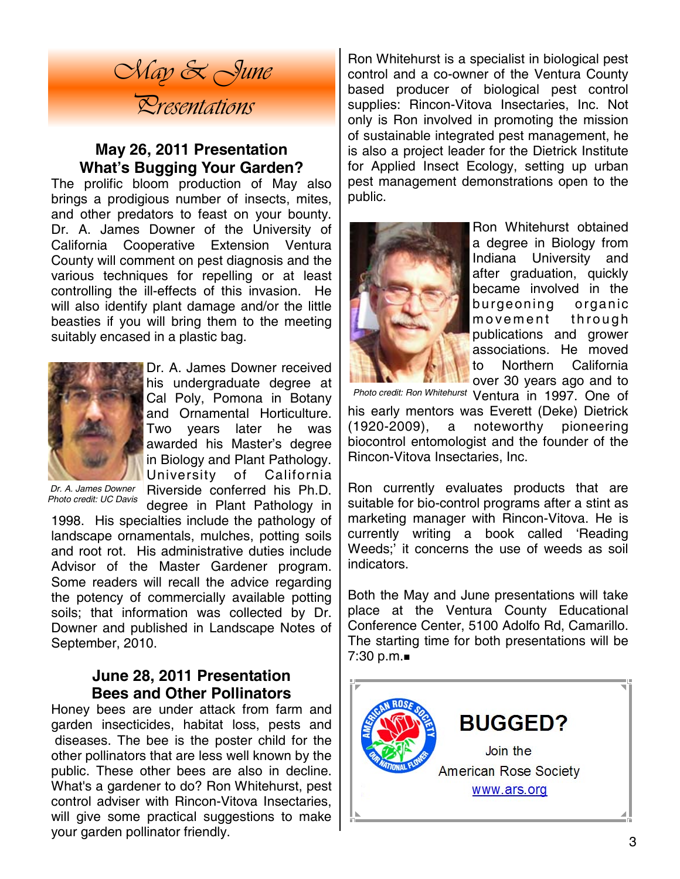# May & June Presentations

## May 26, 2011 Presentation
## What's Bugging Your Garden?

The prolific bloom production of May also brings a prodigious number of insects, mites, and other predators to feast on your bounty. Dr. A. James Downer of the University of California Cooperative Extension Ventura County will comment on pest diagnosis and the various techniques for repelling or at least controlling the ill-effects of this invasion. He will also identify plant damage and/or the little beasties if you will bring them to the meeting suitably encased in a plastic bag.

*Dr. A. James Downer*
*Photo credit: UC Davis*

Dr. A. James Downer received his undergraduate degree at Cal Poly, Pomona in Botany and Ornamental Horticulture. Two years later he was awarded his Master's degree in Biology and Plant Pathology. University of California Riverside conferred his Ph.D. degree in Plant Pathology in 1998. His specialties include the pathology of landscape ornamentals, mulches, potting soils and root rot. His administrative duties include Advisor of the Master Gardener program. Some readers will recall the advice regarding the potency of commercially available potting soils; that information was collected by Dr. Downer and published in Landscape Notes of September, 2010.

## June 28, 2011 Presentation
## Bees and Other Pollinators

Honey bees are under attack from farm and garden insecticides, habitat loss, pests and diseases. The bee is the poster child for the other pollinators that are less well known by the public. These other bees are also in decline. What's a gardener to do? Ron Whitehurst, pest control adviser with Rincon-Vitova Insectaries, will give some practical suggestions to make your garden pollinator friendly.

Ron Whitehurst is a specialist in biological pest control and a co-owner of the Ventura County based producer of biological pest control supplies: Rincon-Vitova Insectaries, Inc. Not only is Ron involved in promoting the mission of sustainable integrated pest management, he is also a project leader for the Dietrick Institute for Applied Insect Ecology, setting up urban pest management demonstrations open to the public.

*Photo credit: Ron Whitehurst*

Ron Whitehurst obtained a degree in Biology from Indiana University and after graduation, quickly became involved in the burgeoning organic movement through publications and grower associations. He moved to Northern California over 30 years ago and to Ventura in 1997. One of his early mentors was Everett (Deke) Dietrick (1920-2009), a noteworthy pioneering biocontrol entomologist and the founder of the Rincon-Vitova Insectaries, Inc.

Ron currently evaluates products that are suitable for bio-control programs after a stint as marketing manager with Rincon-Vitova. He is currently writing a book called 'Reading Weeds;' it concerns the use of weeds as soil indicators.

Both the May and June presentations will take place at the Ventura County Educational Conference Center, 5100 Adolfo Rd, Camarillo. The starting time for both presentations will be 7:30 p.m.■

**BUGGED?**

Join the American Rose Society

www.ars.org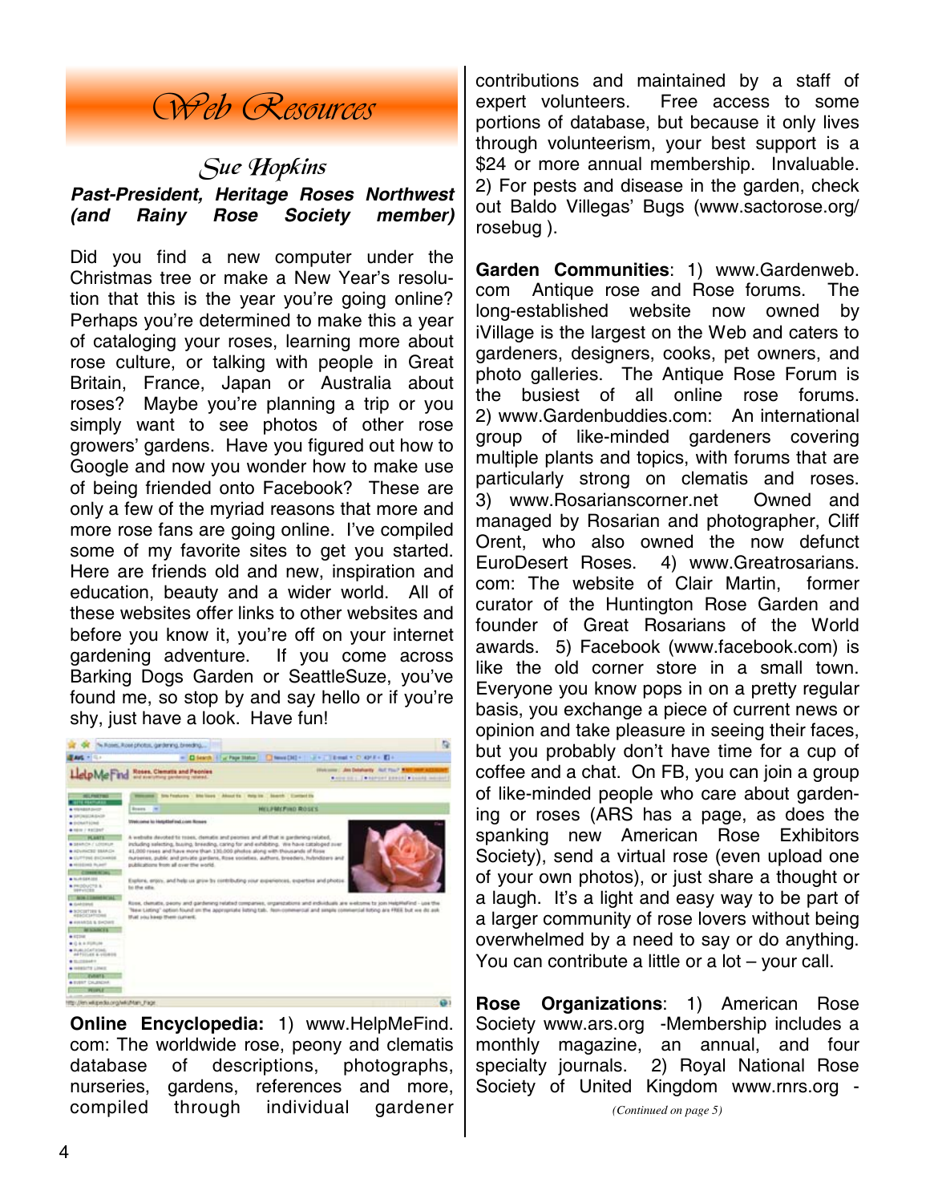# Web Resources

## Sue Hopkins

***Past-President, Heritage Roses Northwest (and Rainy Rose Society member)***

Did you find a new computer under the Christmas tree or make a New Year's resolution that this is the year you're going online? Perhaps you're determined to make this a year of cataloging your roses, learning more about rose culture, or talking with people in Great Britain, France, Japan or Australia about roses? Maybe you're planning a trip or you simply want to see photos of other rose growers' gardens. Have you figured out how to Google and now you wonder how to make use of being friended onto Facebook? These are only a few of the myriad reasons that more and more rose fans are going online. I've compiled some of my favorite sites to get you started. Here are friends old and new, inspiration and education, beauty and a wider world. All of these websites offer links to other websites and before you know it, you're off on your internet gardening adventure. If you come across Barking Dogs Garden or SeattleSuze, you've found me, so stop by and say hello or if you're shy, just have a look. Have fun!

**Online Encyclopedia:** 1) www.HelpMeFind.com: The worldwide rose, peony and clematis database of descriptions, photographs, nurseries, gardens, references and more, compiled through individual gardener contributions and maintained by a staff of expert volunteers. Free access to some portions of database, but because it only lives through volunteerism, your best support is a $24 or more annual membership. Invaluable. 2) For pests and disease in the garden, check out Baldo Villegas' Bugs (www.sactorose.org/rosebug ).

**Garden Communities**: 1) www.Gardenweb.com Antique rose and Rose forums. The long-established website now owned by iVillage is the largest on the Web and caters to gardeners, designers, cooks, pet owners, and photo galleries. The Antique Rose Forum is the busiest of all online rose forums. 2) www.Gardenbuddies.com: An international group of like-minded gardeners covering multiple plants and topics, with forums that are particularly strong on clematis and roses. 3) www.Rosarianscorner.net Owned and managed by Rosarian and photographer, Cliff Orent, who also owned the now defunct EuroDesert Roses. 4) www.Greatrosarians.com: The website of Clair Martin, former curator of the Huntington Rose Garden and founder of Great Rosarians of the World awards. 5) Facebook (www.facebook.com) is like the old corner store in a small town. Everyone you know pops in on a pretty regular basis, you exchange a piece of current news or opinion and take pleasure in seeing their faces, but you probably don't have time for a cup of coffee and a chat. On FB, you can join a group of like-minded people who care about gardening or roses (ARS has a page, as does the spanking new American Rose Exhibitors Society), send a virtual rose (even upload one of your own photos), or just share a thought or a laugh. It's a light and easy way to be part of a larger community of rose lovers without being overwhelmed by a need to say or do anything. You can contribute a little or a lot – your call.

**Rose Organizations**: 1) American Rose Society www.ars.org -Membership includes a monthly magazine, an annual, and four specialty journals. 2) Royal National Rose Society of United Kingdom www.rnrs.org -

*(Continued on page 5)*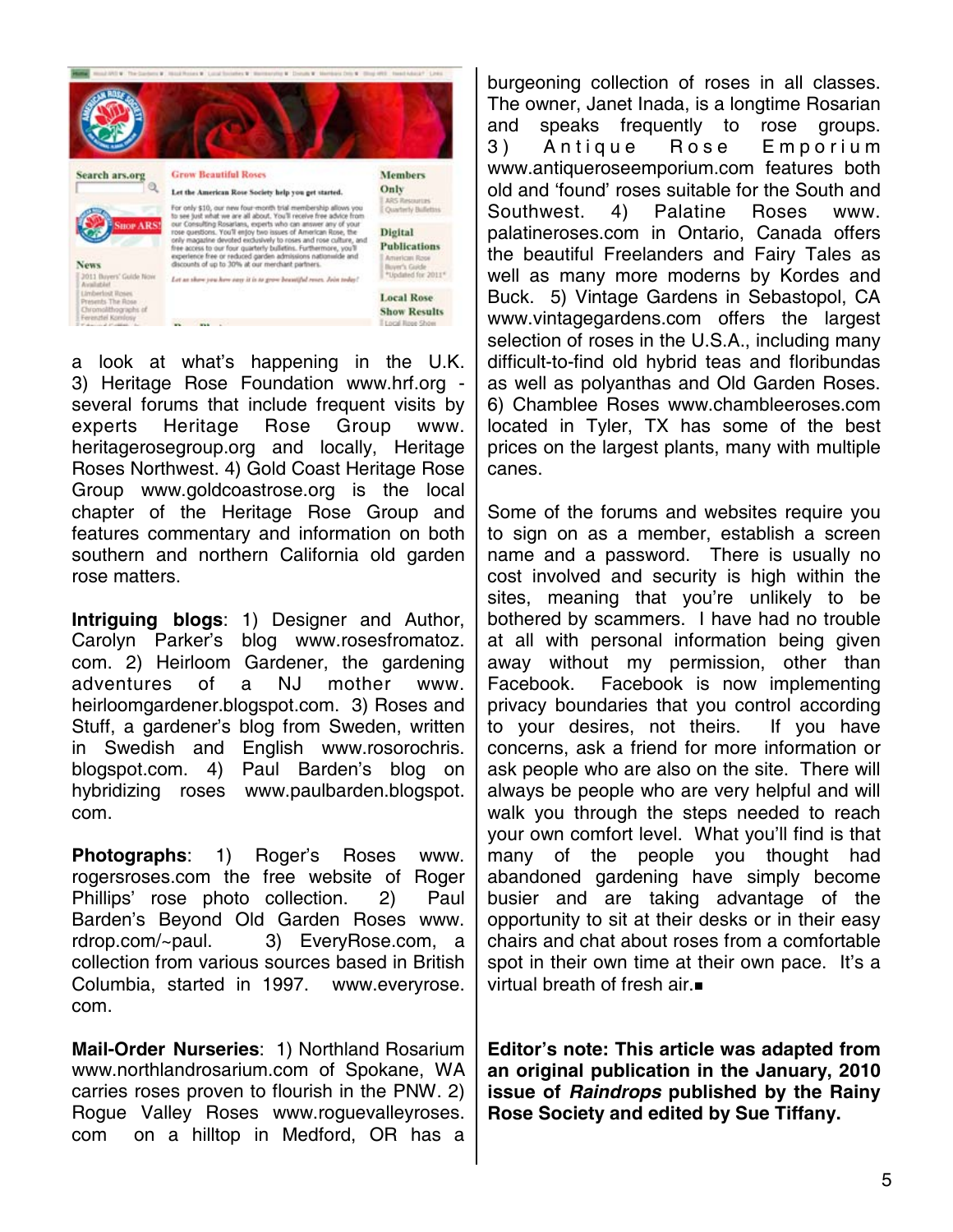a look at what's happening in the U.K. 3) Heritage Rose Foundation www.hrf.org - several forums that include frequent visits by experts Heritage Rose Group www.heritagerosegroup.org and locally, Heritage Roses Northwest. 4) Gold Coast Heritage Rose Group www.goldcoastrose.org is the local chapter of the Heritage Rose Group and features commentary and information on both southern and northern California old garden rose matters.

**Intriguing blogs**: 1) Designer and Author, Carolyn Parker's blog www.rosesfromatoz.com. 2) Heirloom Gardener, the gardening adventures of a NJ mother www.heirloomgardener.blogspot.com. 3) Roses and Stuff, a gardener's blog from Sweden, written in Swedish and English www.rosorochris.blogspot.com. 4) Paul Barden's blog on hybridizing roses www.paulbarden.blogspot.com.

**Photographs**: 1) Roger's Roses www.rogersroses.com the free website of Roger Phillips' rose photo collection. 2) Paul Barden's Beyond Old Garden Roses www.rdrop.com/~paul. 3) EveryRose.com, a collection from various sources based in British Columbia, started in 1997. www.everyrose.com.

**Mail-Order Nurseries**: 1) Northland Rosarium www.northlandrosarium.com of Spokane, WA carries roses proven to flourish in the PNW. 2) Rogue Valley Roses www.roguevalleyroses.com on a hilltop in Medford, OR has a burgeoning collection of roses in all classes. The owner, Janet Inada, is a longtime Rosarian and speaks frequently to rose groups. 3) Antique Rose Emporium www.antiqueroseemporium.com features both old and 'found' roses suitable for the South and Southwest. 4) Palatine Roses www.palatineroses.com in Ontario, Canada offers the beautiful Freelanders and Fairy Tales as well as many more moderns by Kordes and Buck. 5) Vintage Gardens in Sebastopol, CA www.vintagegardens.com offers the largest selection of roses in the U.S.A., including many difficult-to-find old hybrid teas and floribundas as well as polyanthas and Old Garden Roses. 6) Chamblee Roses www.chambleeroses.com located in Tyler, TX has some of the best prices on the largest plants, many with multiple canes.

Some of the forums and websites require you to sign on as a member, establish a screen name and a password. There is usually no cost involved and security is high within the sites, meaning that you're unlikely to be bothered by scammers. I have had no trouble at all with personal information being given away without my permission, other than Facebook. Facebook is now implementing privacy boundaries that you control according to your desires, not theirs. If you have concerns, ask a friend for more information or ask people who are also on the site. There will always be people who are very helpful and will walk you through the steps needed to reach your own comfort level. What you'll find is that many of the people you thought had abandoned gardening have simply become busier and are taking advantage of the opportunity to sit at their desks or in their easy chairs and chat about roses from a comfortable spot in their own time at their own pace. It's a virtual breath of fresh air.■

**Editor's note: This article was adapted from an original publication in the January, 2010 issue of *Raindrops* published by the Rainy Rose Society and edited by Sue Tiffany.**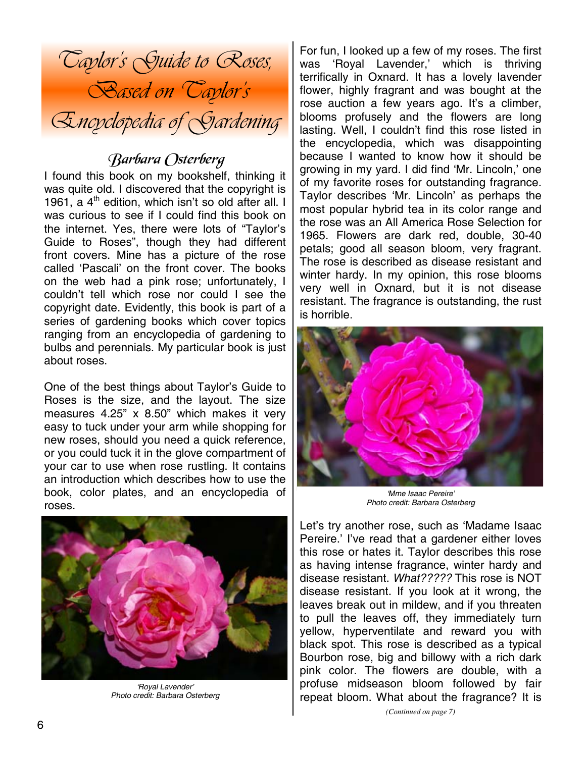# Taylor's Guide to Roses, Based on Taylor's Encyclopedia of Gardening

## Barbara Osterberg

I found this book on my bookshelf, thinking it was quite old. I discovered that the copyright is 1961, a 4th edition, which isn't so old after all. I was curious to see if I could find this book on the internet. Yes, there were lots of "Taylor's Guide to Roses", though they had different front covers. Mine has a picture of the rose called 'Pascali' on the front cover. The books on the web had a pink rose; unfortunately, I couldn't tell which rose nor could I see the copyright date. Evidently, this book is part of a series of gardening books which cover topics ranging from an encyclopedia of gardening to bulbs and perennials. My particular book is just about roses.

One of the best things about Taylor's Guide to Roses is the size, and the layout. The size measures 4.25" x 8.50" which makes it very easy to tuck under your arm while shopping for new roses, should you need a quick reference, or you could tuck it in the glove compartment of your car to use when rose rustling. It contains an introduction which describes how to use the book, color plates, and an encyclopedia of roses.

*'Royal Lavender'*
*Photo credit: Barbara Osterberg*

For fun, I looked up a few of my roses. The first was 'Royal Lavender,' which is thriving terrifically in Oxnard. It has a lovely lavender flower, highly fragrant and was bought at the rose auction a few years ago. It's a climber, blooms profusely and the flowers are long lasting. Well, I couldn't find this rose listed in the encyclopedia, which was disappointing because I wanted to know how it should be growing in my yard. I did find 'Mr. Lincoln,' one of my favorite roses for outstanding fragrance. Taylor describes 'Mr. Lincoln' as perhaps the most popular hybrid tea in its color range and the rose was an All America Rose Selection for 1965. Flowers are dark red, double, 30-40 petals; good all season bloom, very fragrant. The rose is described as disease resistant and winter hardy. In my opinion, this rose blooms very well in Oxnard, but it is not disease resistant. The fragrance is outstanding, the rust is horrible.

*'Mme Isaac Pereire'*
*Photo credit: Barbara Osterberg*

Let's try another rose, such as 'Madame Isaac Pereire.' I've read that a gardener either loves this rose or hates it. Taylor describes this rose as having intense fragrance, winter hardy and disease resistant. *What?????* This rose is NOT disease resistant. If you look at it wrong, the leaves break out in mildew, and if you threaten to pull the leaves off, they immediately turn yellow, hyperventilate and reward you with black spot. This rose is described as a typical Bourbon rose, big and billowy with a rich dark pink color. The flowers are double, with a profuse midseason bloom followed by fair repeat bloom. What about the fragrance? It is

*(Continued on page 7)*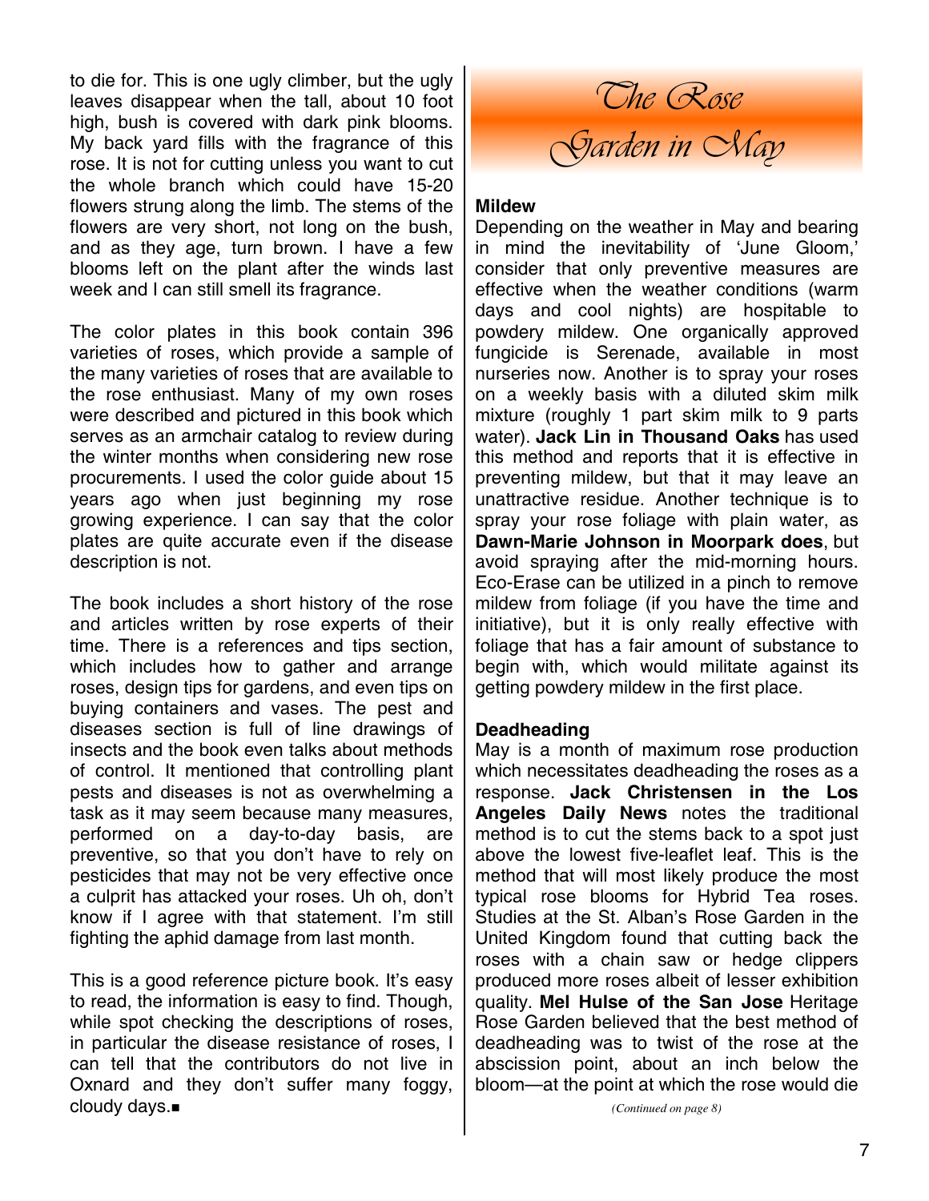to die for. This is one ugly climber, but the ugly leaves disappear when the tall, about 10 foot high, bush is covered with dark pink blooms. My back yard fills with the fragrance of this rose. It is not for cutting unless you want to cut the whole branch which could have 15-20 flowers strung along the limb. The stems of the flowers are very short, not long on the bush, and as they age, turn brown. I have a few blooms left on the plant after the winds last week and I can still smell its fragrance.

The color plates in this book contain 396 varieties of roses, which provide a sample of the many varieties of roses that are available to the rose enthusiast. Many of my own roses were described and pictured in this book which serves as an armchair catalog to review during the winter months when considering new rose procurements. I used the color guide about 15 years ago when just beginning my rose growing experience. I can say that the color plates are quite accurate even if the disease description is not.

The book includes a short history of the rose and articles written by rose experts of their time. There is a references and tips section, which includes how to gather and arrange roses, design tips for gardens, and even tips on buying containers and vases. The pest and diseases section is full of line drawings of insects and the book even talks about methods of control. It mentioned that controlling plant pests and diseases is not as overwhelming a task as it may seem because many measures, performed on a day-to-day basis, are preventive, so that you don't have to rely on pesticides that may not be very effective once a culprit has attacked your roses. Uh oh, don't know if I agree with that statement. I'm still fighting the aphid damage from last month.

This is a good reference picture book. It's easy to read, the information is easy to find. Though, while spot checking the descriptions of roses, in particular the disease resistance of roses, I can tell that the contributors do not live in Oxnard and they don't suffer many foggy, cloudy days.■

# *The Rose Garden in May*

**Mildew**

Depending on the weather in May and bearing in mind the inevitability of 'June Gloom,' consider that only preventive measures are effective when the weather conditions (warm days and cool nights) are hospitable to powdery mildew. One organically approved fungicide is Serenade, available in most nurseries now. Another is to spray your roses on a weekly basis with a diluted skim milk mixture (roughly 1 part skim milk to 9 parts water). **Jack Lin in Thousand Oaks** has used this method and reports that it is effective in preventing mildew, but that it may leave an unattractive residue. Another technique is to spray your rose foliage with plain water, as **Dawn-Marie Johnson in Moorpark does**, but avoid spraying after the mid-morning hours. Eco-Erase can be utilized in a pinch to remove mildew from foliage (if you have the time and initiative), but it is only really effective with foliage that has a fair amount of substance to begin with, which would militate against its getting powdery mildew in the first place.

**Deadheading**

May is a month of maximum rose production which necessitates deadheading the roses as a response. **Jack Christensen in the Los Angeles Daily News** notes the traditional method is to cut the stems back to a spot just above the lowest five-leaflet leaf. This is the method that will most likely produce the most typical rose blooms for Hybrid Tea roses. Studies at the St. Alban's Rose Garden in the United Kingdom found that cutting back the roses with a chain saw or hedge clippers produced more roses albeit of lesser exhibition quality. **Mel Hulse of the San Jose** Heritage Rose Garden believed that the best method of deadheading was to twist of the rose at the abscission point, about an inch below the bloom—at the point at which the rose would die

*(Continued on page 8)*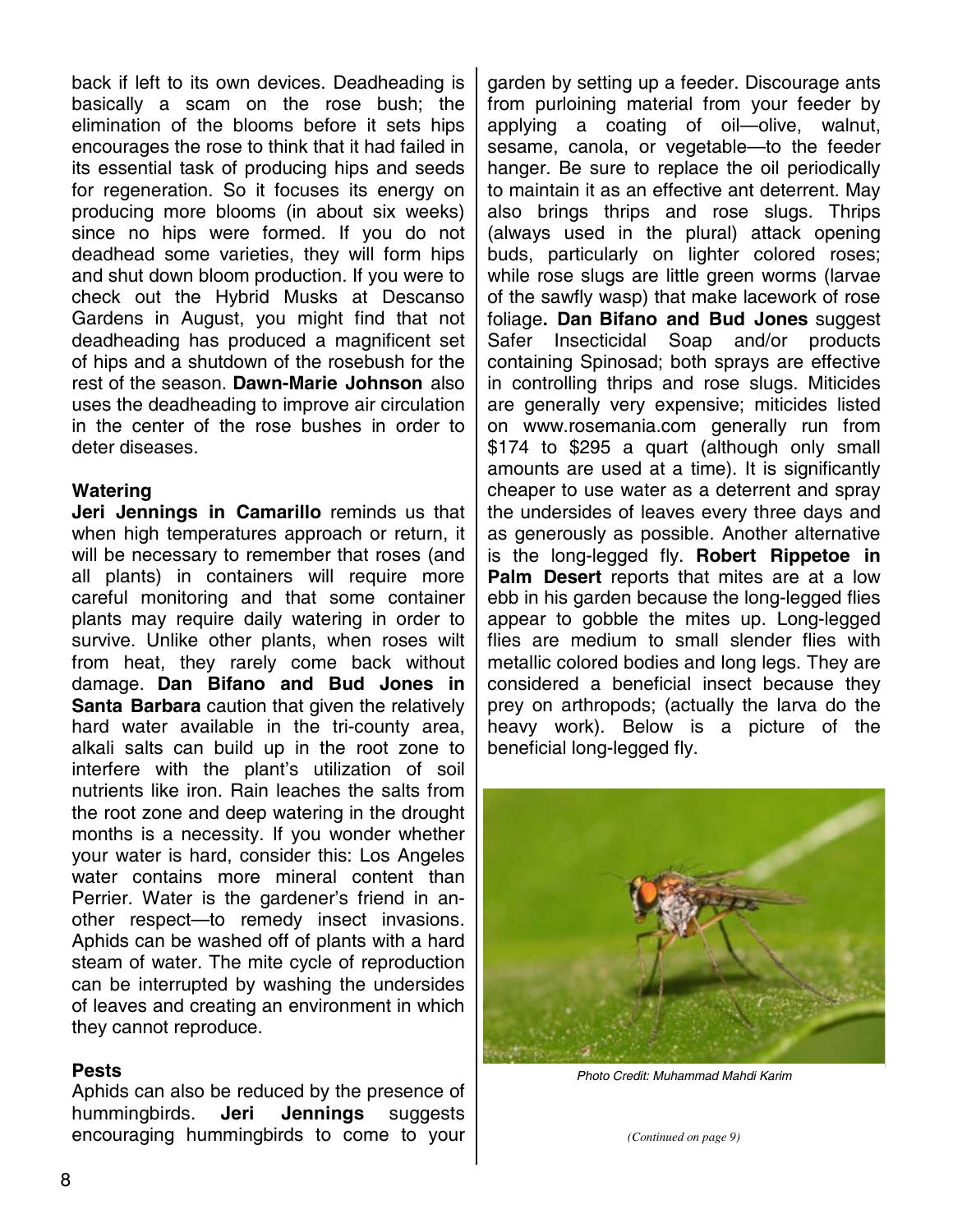back if left to its own devices. Deadheading is basically a scam on the rose bush; the elimination of the blooms before it sets hips encourages the rose to think that it had failed in its essential task of producing hips and seeds for regeneration. So it focuses its energy on producing more blooms (in about six weeks) since no hips were formed. If you do not deadhead some varieties, they will form hips and shut down bloom production. If you were to check out the Hybrid Musks at Descanso Gardens in August, you might find that not deadheading has produced a magnificent set of hips and a shutdown of the rosebush for the rest of the season. **Dawn-Marie Johnson** also uses the deadheading to improve air circulation in the center of the rose bushes in order to deter diseases.

**Watering**

**Jeri Jennings in Camarillo** reminds us that when high temperatures approach or return, it will be necessary to remember that roses (and all plants) in containers will require more careful monitoring and that some container plants may require daily watering in order to survive. Unlike other plants, when roses wilt from heat, they rarely come back without damage. **Dan Bifano and Bud Jones in Santa Barbara** caution that given the relatively hard water available in the tri-county area, alkali salts can build up in the root zone to interfere with the plant's utilization of soil nutrients like iron. Rain leaches the salts from the root zone and deep watering in the drought months is a necessity. If you wonder whether your water is hard, consider this: Los Angeles water contains more mineral content than Perrier. Water is the gardener's friend in another respect—to remedy insect invasions. Aphids can be washed off of plants with a hard steam of water. The mite cycle of reproduction can be interrupted by washing the undersides of leaves and creating an environment in which they cannot reproduce.

**Pests**

Aphids can also be reduced by the presence of hummingbirds. **Jeri Jennings** suggests encouraging hummingbirds to come to your garden by setting up a feeder. Discourage ants from purloining material from your feeder by applying a coating of oil—olive, walnut, sesame, canola, or vegetable—to the feeder hanger. Be sure to replace the oil periodically to maintain it as an effective ant deterrent. May also brings thrips and rose slugs. Thrips (always used in the plural) attack opening buds, particularly on lighter colored roses; while rose slugs are little green worms (larvae of the sawfly wasp) that make lacework of rose foliage**. Dan Bifano and Bud Jones** suggest Safer Insecticidal Soap and/or products containing Spinosad; both sprays are effective in controlling thrips and rose slugs. Miticides are generally very expensive; miticides listed on www.rosemania.com generally run from $174 to $295 a quart (although only small amounts are used at a time). It is significantly cheaper to use water as a deterrent and spray the undersides of leaves every three days and as generously as possible. Another alternative is the long-legged fly. **Robert Rippetoe in Palm Desert** reports that mites are at a low ebb in his garden because the long-legged flies appear to gobble the mites up. Long-legged flies are medium to small slender flies with metallic colored bodies and long legs. They are considered a beneficial insect because they prey on arthropods; (actually the larva do the heavy work). Below is a picture of the beneficial long-legged fly.

*Photo Credit: Muhammad Mahdi Karim*

*(Continued on page 9)*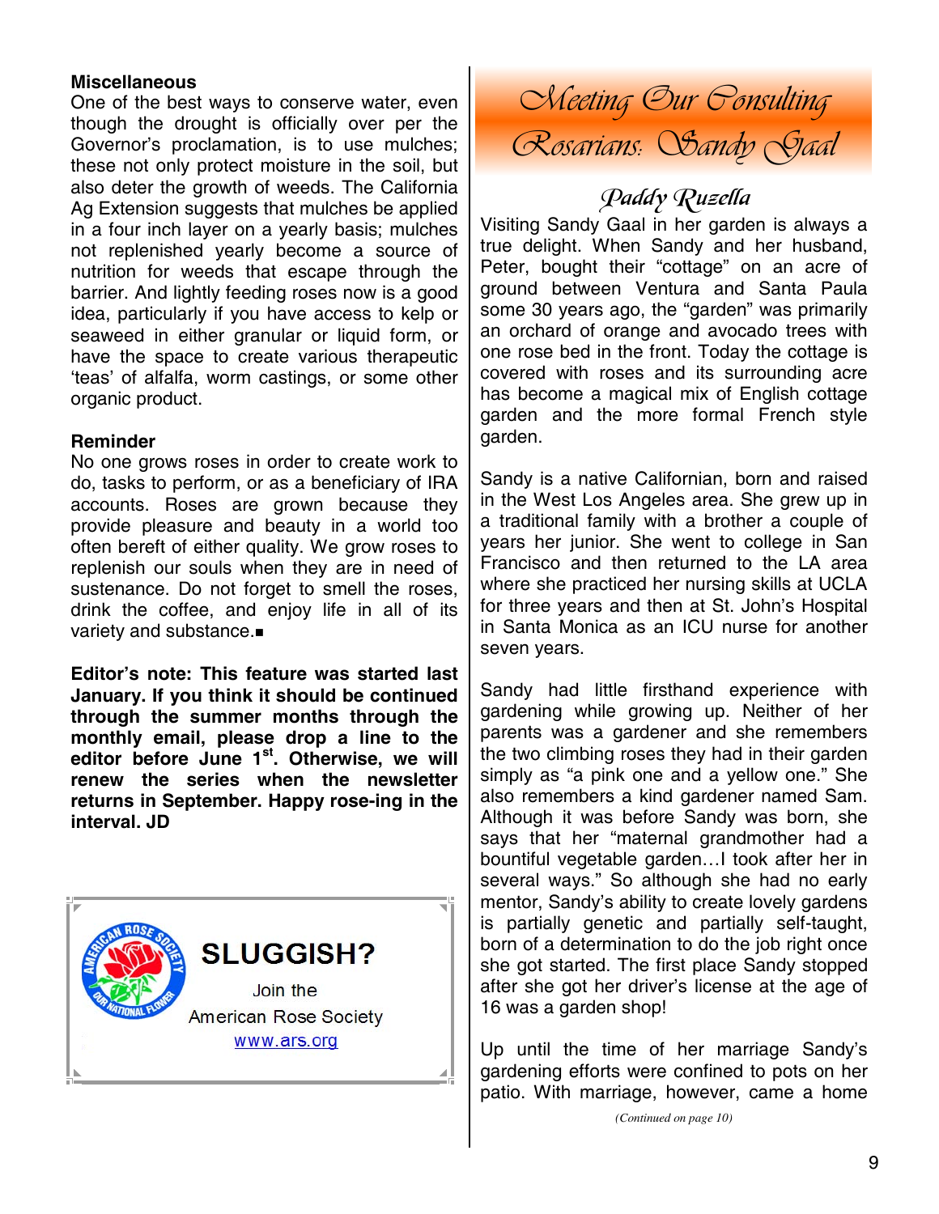### Miscellaneous

One of the best ways to conserve water, even though the drought is officially over per the Governor's proclamation, is to use mulches; these not only protect moisture in the soil, but also deter the growth of weeds. The California Ag Extension suggests that mulches be applied in a four inch layer on a yearly basis; mulches not replenished yearly become a source of nutrition for weeds that escape through the barrier. And lightly feeding roses now is a good idea, particularly if you have access to kelp or seaweed in either granular or liquid form, or have the space to create various therapeutic 'teas' of alfalfa, worm castings, or some other organic product.

### Reminder

No one grows roses in order to create work to do, tasks to perform, or as a beneficiary of IRA accounts. Roses are grown because they provide pleasure and beauty in a world too often bereft of either quality. We grow roses to replenish our souls when they are in need of sustenance. Do not forget to smell the roses, drink the coffee, and enjoy life in all of its variety and substance.■

**Editor's note: This feature was started last January. If you think it should be continued through the summer months through the monthly email, please drop a line to the editor before June 1st. Otherwise, we will renew the series when the newsletter returns in September. Happy rose-ing in the interval. JD**

**SLUGGISH?**

Join the American Rose Society

www.ars.org

# Meeting Our Consulting Rosarians: Sandy Gaal

## *Paddy Ruzella*

Visiting Sandy Gaal in her garden is always a true delight. When Sandy and her husband, Peter, bought their "cottage" on an acre of ground between Ventura and Santa Paula some 30 years ago, the "garden" was primarily an orchard of orange and avocado trees with one rose bed in the front. Today the cottage is covered with roses and its surrounding acre has become a magical mix of English cottage garden and the more formal French style garden.

Sandy is a native Californian, born and raised in the West Los Angeles area. She grew up in a traditional family with a brother a couple of years her junior. She went to college in San Francisco and then returned to the LA area where she practiced her nursing skills at UCLA for three years and then at St. John's Hospital in Santa Monica as an ICU nurse for another seven years.

Sandy had little firsthand experience with gardening while growing up. Neither of her parents was a gardener and she remembers the two climbing roses they had in their garden simply as "a pink one and a yellow one." She also remembers a kind gardener named Sam. Although it was before Sandy was born, she says that her "maternal grandmother had a bountiful vegetable garden…I took after her in several ways." So although she had no early mentor, Sandy's ability to create lovely gardens is partially genetic and partially self-taught, born of a determination to do the job right once she got started. The first place Sandy stopped after she got her driver's license at the age of 16 was a garden shop!

Up until the time of her marriage Sandy's gardening efforts were confined to pots on her patio. With marriage, however, came a home

*(Continued on page 10)*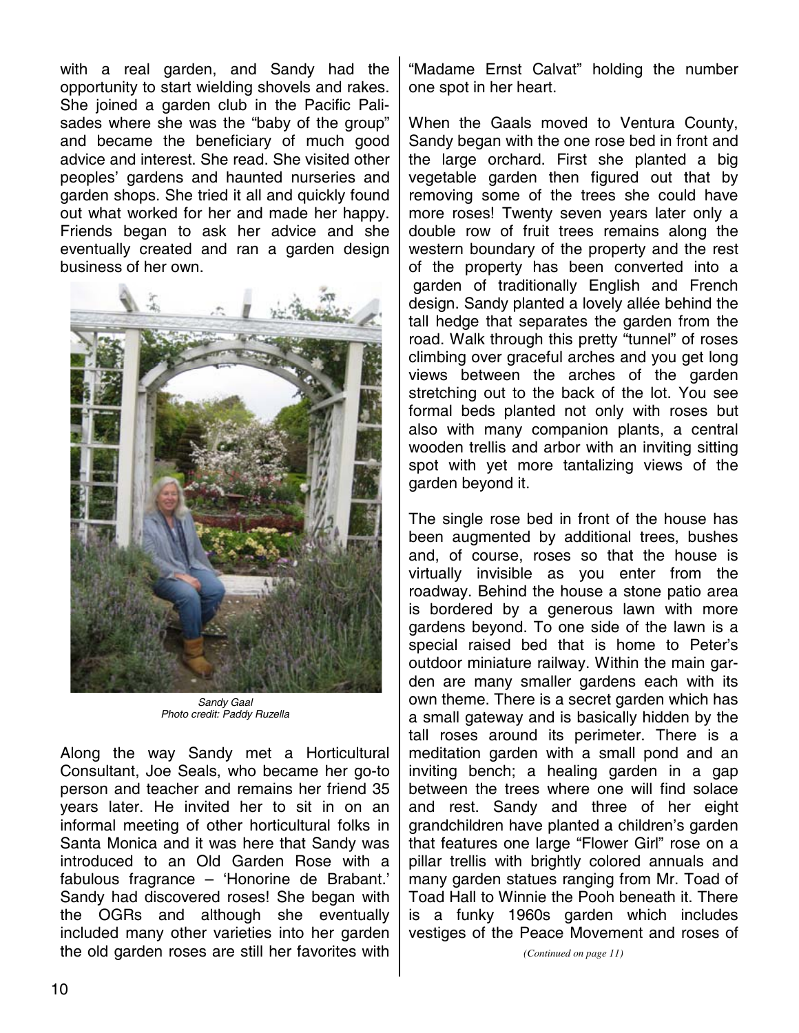with a real garden, and Sandy had the opportunity to start wielding shovels and rakes. She joined a garden club in the Pacific Palisades where she was the "baby of the group" and became the beneficiary of much good advice and interest. She read. She visited other peoples' gardens and haunted nurseries and garden shops. She tried it all and quickly found out what worked for her and made her happy. Friends began to ask her advice and she eventually created and ran a garden design business of her own.

*Sandy Gaal*
*Photo credit: Paddy Ruzella*

Along the way Sandy met a Horticultural Consultant, Joe Seals, who became her go-to person and teacher and remains her friend 35 years later. He invited her to sit in on an informal meeting of other horticultural folks in Santa Monica and it was here that Sandy was introduced to an Old Garden Rose with a fabulous fragrance – 'Honorine de Brabant.' Sandy had discovered roses! She began with the OGRs and although she eventually included many other varieties into her garden the old garden roses are still her favorites with "Madame Ernst Calvat" holding the number one spot in her heart.

When the Gaals moved to Ventura County, Sandy began with the one rose bed in front and the large orchard. First she planted a big vegetable garden then figured out that by removing some of the trees she could have more roses! Twenty seven years later only a double row of fruit trees remains along the western boundary of the property and the rest of the property has been converted into a garden of traditionally English and French design. Sandy planted a lovely allée behind the tall hedge that separates the garden from the road. Walk through this pretty "tunnel" of roses climbing over graceful arches and you get long views between the arches of the garden stretching out to the back of the lot. You see formal beds planted not only with roses but also with many companion plants, a central wooden trellis and arbor with an inviting sitting spot with yet more tantalizing views of the garden beyond it.

The single rose bed in front of the house has been augmented by additional trees, bushes and, of course, roses so that the house is virtually invisible as you enter from the roadway. Behind the house a stone patio area is bordered by a generous lawn with more gardens beyond. To one side of the lawn is a special raised bed that is home to Peter's outdoor miniature railway. Within the main garden are many smaller gardens each with its own theme. There is a secret garden which has a small gateway and is basically hidden by the tall roses around its perimeter. There is a meditation garden with a small pond and an inviting bench; a healing garden in a gap between the trees where one will find solace and rest. Sandy and three of her eight grandchildren have planted a children's garden that features one large "Flower Girl" rose on a pillar trellis with brightly colored annuals and many garden statues ranging from Mr. Toad of Toad Hall to Winnie the Pooh beneath it. There is a funky 1960s garden which includes vestiges of the Peace Movement and roses of

*(Continued on page 11)*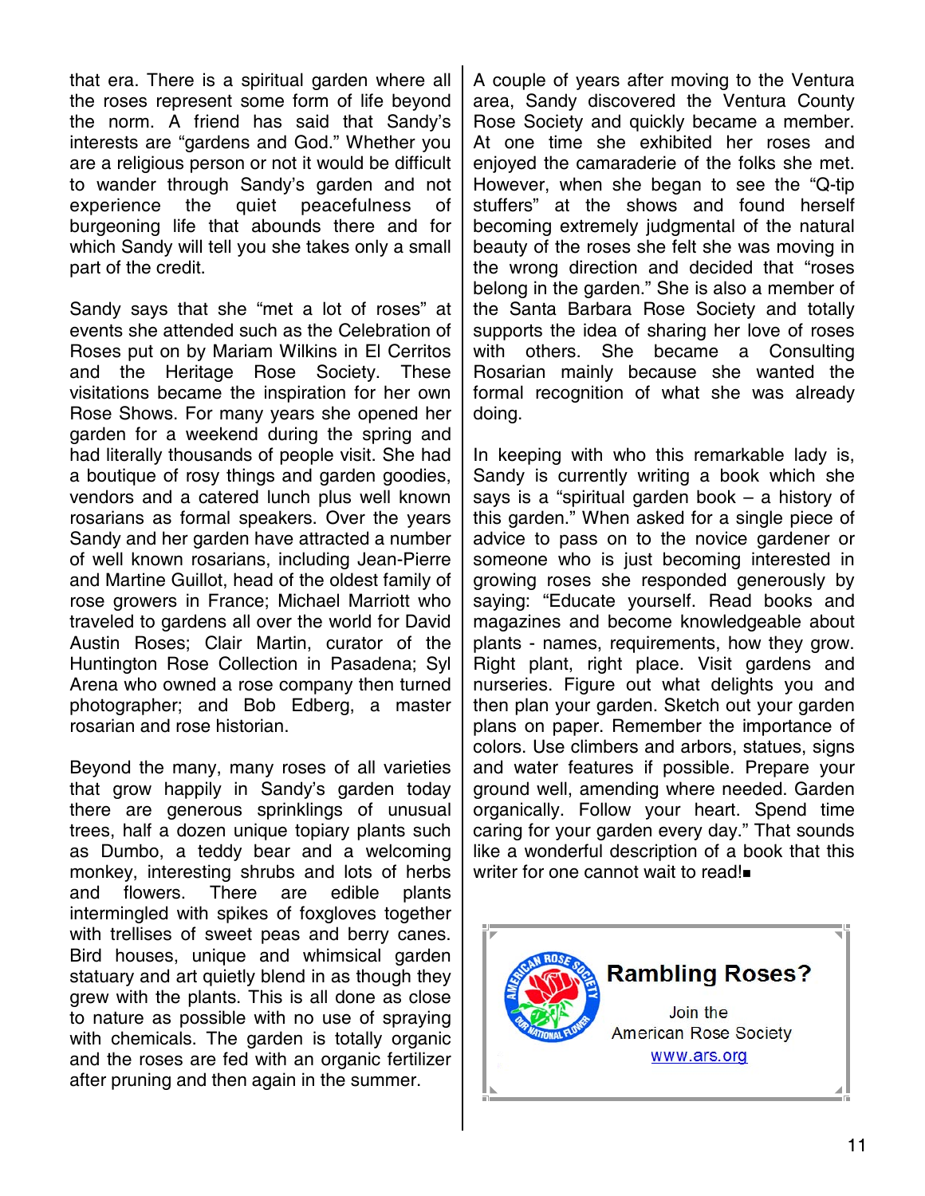that era. There is a spiritual garden where all the roses represent some form of life beyond the norm. A friend has said that Sandy's interests are "gardens and God." Whether you are a religious person or not it would be difficult to wander through Sandy's garden and not experience the quiet peacefulness of burgeoning life that abounds there and for which Sandy will tell you she takes only a small part of the credit.

Sandy says that she "met a lot of roses" at events she attended such as the Celebration of Roses put on by Mariam Wilkins in El Cerritos and the Heritage Rose Society. These visitations became the inspiration for her own Rose Shows. For many years she opened her garden for a weekend during the spring and had literally thousands of people visit. She had a boutique of rosy things and garden goodies, vendors and a catered lunch plus well known rosarians as formal speakers. Over the years Sandy and her garden have attracted a number of well known rosarians, including Jean-Pierre and Martine Guillot, head of the oldest family of rose growers in France; Michael Marriott who traveled to gardens all over the world for David Austin Roses; Clair Martin, curator of the Huntington Rose Collection in Pasadena; Syl Arena who owned a rose company then turned photographer; and Bob Edberg, a master rosarian and rose historian.

Beyond the many, many roses of all varieties that grow happily in Sandy's garden today there are generous sprinklings of unusual trees, half a dozen unique topiary plants such as Dumbo, a teddy bear and a welcoming monkey, interesting shrubs and lots of herbs and flowers. There are edible plants intermingled with spikes of foxgloves together with trellises of sweet peas and berry canes. Bird houses, unique and whimsical garden statuary and art quietly blend in as though they grew with the plants. This is all done as close to nature as possible with no use of spraying with chemicals. The garden is totally organic and the roses are fed with an organic fertilizer after pruning and then again in the summer.

A couple of years after moving to the Ventura area, Sandy discovered the Ventura County Rose Society and quickly became a member. At one time she exhibited her roses and enjoyed the camaraderie of the folks she met. However, when she began to see the "Q-tip stuffers" at the shows and found herself becoming extremely judgmental of the natural beauty of the roses she felt she was moving in the wrong direction and decided that "roses belong in the garden." She is also a member of the Santa Barbara Rose Society and totally supports the idea of sharing her love of roses with others. She became a Consulting Rosarian mainly because she wanted the formal recognition of what she was already doing.

In keeping with who this remarkable lady is, Sandy is currently writing a book which she says is a "spiritual garden book – a history of this garden." When asked for a single piece of advice to pass on to the novice gardener or someone who is just becoming interested in growing roses she responded generously by saying: "Educate yourself. Read books and magazines and become knowledgeable about plants - names, requirements, how they grow. Right plant, right place. Visit gardens and nurseries. Figure out what delights you and then plan your garden. Sketch out your garden plans on paper. Remember the importance of colors. Use climbers and arbors, statues, signs and water features if possible. Prepare your ground well, amending where needed. Garden organically. Follow your heart. Spend time caring for your garden every day." That sounds like a wonderful description of a book that this writer for one cannot wait to read!■

**Rambling Roses?**

Join the
American Rose Society
www.ars.org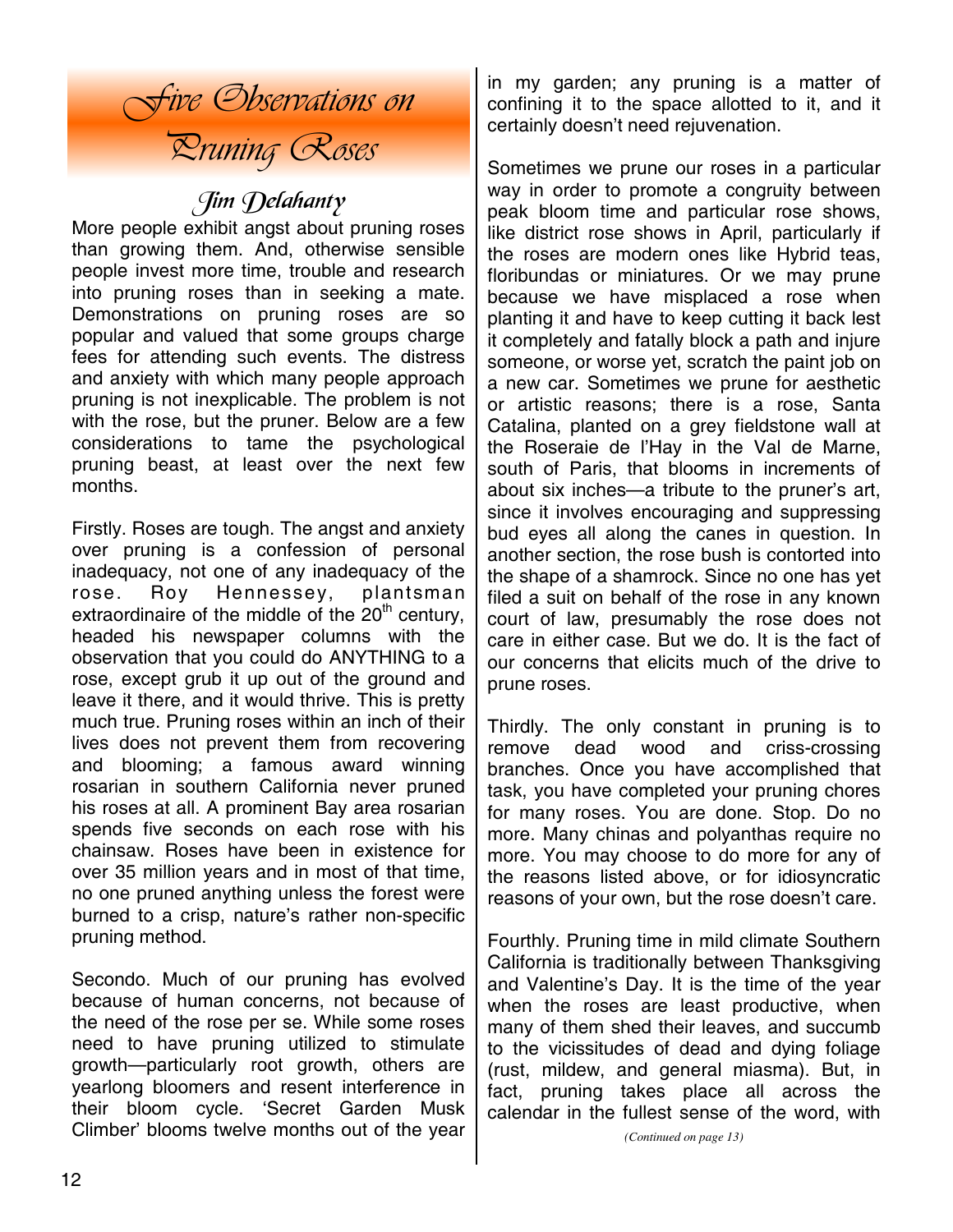# Five Observations on Pruning Roses

*Jim Delahanty*

More people exhibit angst about pruning roses than growing them. And, otherwise sensible people invest more time, trouble and research into pruning roses than in seeking a mate. Demonstrations on pruning roses are so popular and valued that some groups charge fees for attending such events. The distress and anxiety with which many people approach pruning is not inexplicable. The problem is not with the rose, but the pruner. Below are a few considerations to tame the psychological pruning beast, at least over the next few months.

Firstly. Roses are tough. The angst and anxiety over pruning is a confession of personal inadequacy, not one of any inadequacy of the rose. Roy Hennessey, plantsman extraordinaire of the middle of the 20th century, headed his newspaper columns with the observation that you could do ANYTHING to a rose, except grub it up out of the ground and leave it there, and it would thrive. This is pretty much true. Pruning roses within an inch of their lives does not prevent them from recovering and blooming; a famous award winning rosarian in southern California never pruned his roses at all. A prominent Bay area rosarian spends five seconds on each rose with his chainsaw. Roses have been in existence for over 35 million years and in most of that time, no one pruned anything unless the forest were burned to a crisp, nature's rather non-specific pruning method.

Secondo. Much of our pruning has evolved because of human concerns, not because of the need of the rose per se. While some roses need to have pruning utilized to stimulate growth—particularly root growth, others are yearlong bloomers and resent interference in their bloom cycle. 'Secret Garden Musk Climber' blooms twelve months out of the year in my garden; any pruning is a matter of confining it to the space allotted to it, and it certainly doesn't need rejuvenation.

Sometimes we prune our roses in a particular way in order to promote a congruity between peak bloom time and particular rose shows, like district rose shows in April, particularly if the roses are modern ones like Hybrid teas, floribundas or miniatures. Or we may prune because we have misplaced a rose when planting it and have to keep cutting it back lest it completely and fatally block a path and injure someone, or worse yet, scratch the paint job on a new car. Sometimes we prune for aesthetic or artistic reasons; there is a rose, Santa Catalina, planted on a grey fieldstone wall at the Roseraie de l'Hay in the Val de Marne, south of Paris, that blooms in increments of about six inches—a tribute to the pruner's art, since it involves encouraging and suppressing bud eyes all along the canes in question. In another section, the rose bush is contorted into the shape of a shamrock. Since no one has yet filed a suit on behalf of the rose in any known court of law, presumably the rose does not care in either case. But we do. It is the fact of our concerns that elicits much of the drive to prune roses.

Thirdly. The only constant in pruning is to remove dead wood and criss-crossing branches. Once you have accomplished that task, you have completed your pruning chores for many roses. You are done. Stop. Do no more. Many chinas and polyanthas require no more. You may choose to do more for any of the reasons listed above, or for idiosyncratic reasons of your own, but the rose doesn't care.

Fourthly. Pruning time in mild climate Southern California is traditionally between Thanksgiving and Valentine's Day. It is the time of the year when the roses are least productive, when many of them shed their leaves, and succumb to the vicissitudes of dead and dying foliage (rust, mildew, and general miasma). But, in fact, pruning takes place all across the calendar in the fullest sense of the word, with

*(Continued on page 13)*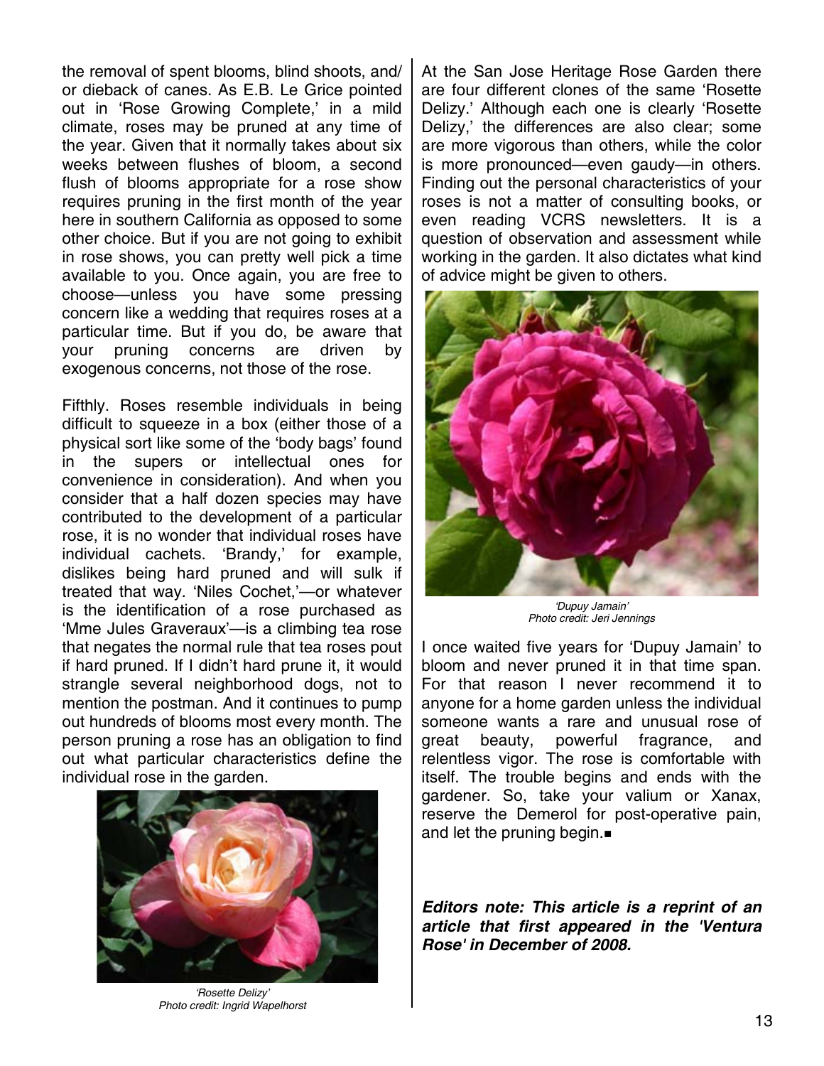the removal of spent blooms, blind shoots, and/or dieback of canes. As E.B. Le Grice pointed out in 'Rose Growing Complete,' in a mild climate, roses may be pruned at any time of the year. Given that it normally takes about six weeks between flushes of bloom, a second flush of blooms appropriate for a rose show requires pruning in the first month of the year here in southern California as opposed to some other choice. But if you are not going to exhibit in rose shows, you can pretty well pick a time available to you. Once again, you are free to choose—unless you have some pressing concern like a wedding that requires roses at a particular time. But if you do, be aware that your pruning concerns are driven by exogenous concerns, not those of the rose.

Fifthly. Roses resemble individuals in being difficult to squeeze in a box (either those of a physical sort like some of the 'body bags' found in the supers or intellectual ones for convenience in consideration). And when you consider that a half dozen species may have contributed to the development of a particular rose, it is no wonder that individual roses have individual cachets. 'Brandy,' for example, dislikes being hard pruned and will sulk if treated that way. 'Niles Cochet,'—or whatever is the identification of a rose purchased as 'Mme Jules Graveraux'—is a climbing tea rose that negates the normal rule that tea roses pout if hard pruned. If I didn't hard prune it, it would strangle several neighborhood dogs, not to mention the postman. And it continues to pump out hundreds of blooms most every month. The person pruning a rose has an obligation to find out what particular characteristics define the individual rose in the garden.

*'Rosette Delizy'*
*Photo credit: Ingrid Wapelhorst*

At the San Jose Heritage Rose Garden there are four different clones of the same 'Rosette Delizy.' Although each one is clearly 'Rosette Delizy,' the differences are also clear; some are more vigorous than others, while the color is more pronounced—even gaudy—in others. Finding out the personal characteristics of your roses is not a matter of consulting books, or even reading VCRS newsletters. It is a question of observation and assessment while working in the garden. It also dictates what kind of advice might be given to others.

*'Dupuy Jamain'*
*Photo credit: Jeri Jennings*

I once waited five years for 'Dupuy Jamain' to bloom and never pruned it in that time span. For that reason I never recommend it to anyone for a home garden unless the individual someone wants a rare and unusual rose of great beauty, powerful fragrance, and relentless vigor. The rose is comfortable with itself. The trouble begins and ends with the gardener. So, take your valium or Xanax, reserve the Demerol for post-operative pain, and let the pruning begin.■

***Editors note: This article is a reprint of an article that first appeared in the 'Ventura Rose' in December of 2008.***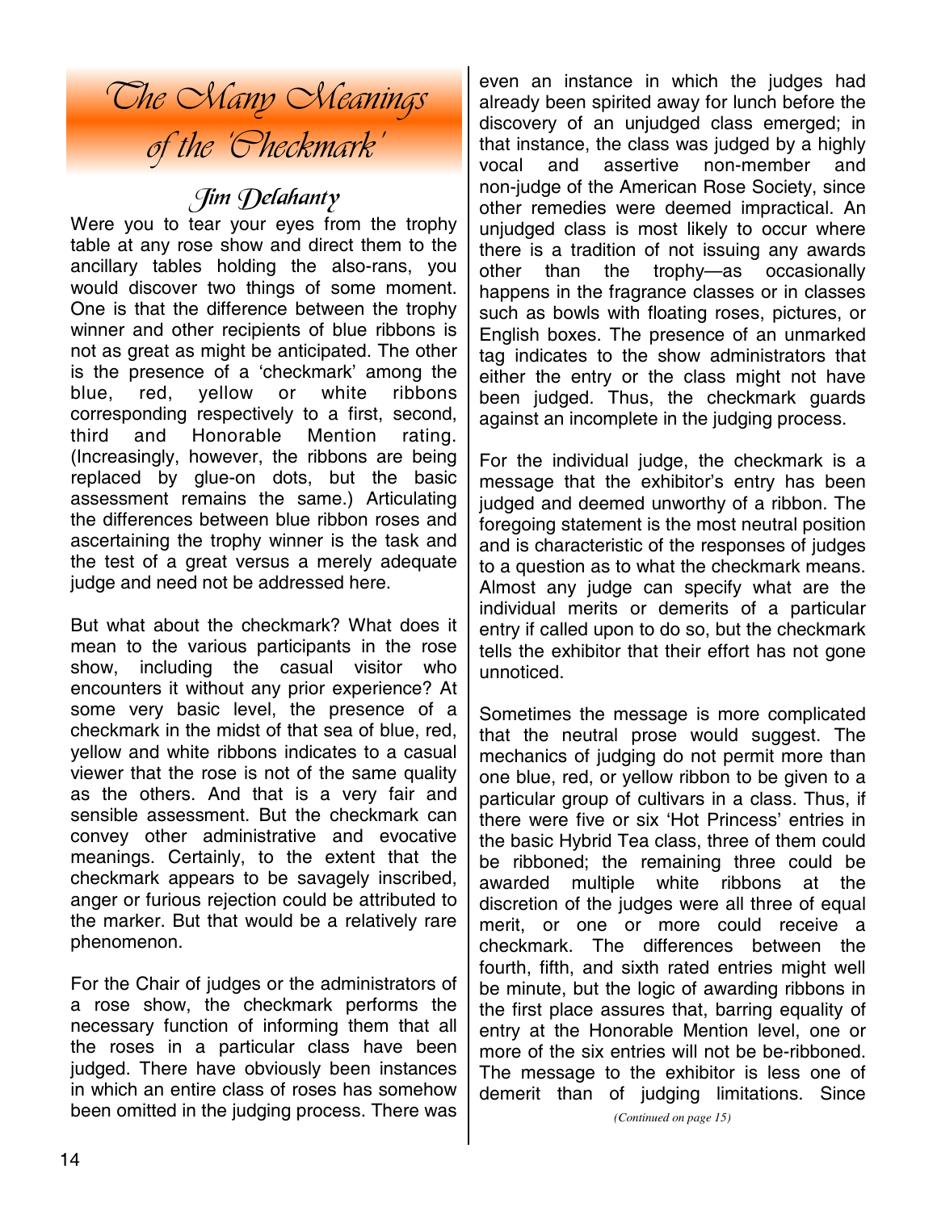# The Many Meanings of the 'Checkmark'

## Jim Delahanty

Were you to tear your eyes from the trophy table at any rose show and direct them to the ancillary tables holding the also-rans, you would discover two things of some moment. One is that the difference between the trophy winner and other recipients of blue ribbons is not as great as might be anticipated. The other is the presence of a 'checkmark' among the blue, red, yellow or white ribbons corresponding respectively to a first, second, third and Honorable Mention rating. (Increasingly, however, the ribbons are being replaced by glue-on dots, but the basic assessment remains the same.) Articulating the differences between blue ribbon roses and ascertaining the trophy winner is the task and the test of a great versus a merely adequate judge and need not be addressed here.

But what about the checkmark? What does it mean to the various participants in the rose show, including the casual visitor who encounters it without any prior experience? At some very basic level, the presence of a checkmark in the midst of that sea of blue, red, yellow and white ribbons indicates to a casual viewer that the rose is not of the same quality as the others. And that is a very fair and sensible assessment. But the checkmark can convey other administrative and evocative meanings. Certainly, to the extent that the checkmark appears to be savagely inscribed, anger or furious rejection could be attributed to the marker. But that would be a relatively rare phenomenon.

For the Chair of judges or the administrators of a rose show, the checkmark performs the necessary function of informing them that all the roses in a particular class have been judged. There have obviously been instances in which an entire class of roses has somehow been omitted in the judging process. There was even an instance in which the judges had already been spirited away for lunch before the discovery of an unjudged class emerged; in that instance, the class was judged by a highly vocal and assertive non-member and non-judge of the American Rose Society, since other remedies were deemed impractical. An unjudged class is most likely to occur where there is a tradition of not issuing any awards other than the trophy—as occasionally happens in the fragrance classes or in classes such as bowls with floating roses, pictures, or English boxes. The presence of an unmarked tag indicates to the show administrators that either the entry or the class might not have been judged. Thus, the checkmark guards against an incomplete in the judging process.

For the individual judge, the checkmark is a message that the exhibitor's entry has been judged and deemed unworthy of a ribbon. The foregoing statement is the most neutral position and is characteristic of the responses of judges to a question as to what the checkmark means. Almost any judge can specify what are the individual merits or demerits of a particular entry if called upon to do so, but the checkmark tells the exhibitor that their effort has not gone unnoticed.

Sometimes the message is more complicated that the neutral prose would suggest. The mechanics of judging do not permit more than one blue, red, or yellow ribbon to be given to a particular group of cultivars in a class. Thus, if there were five or six 'Hot Princess' entries in the basic Hybrid Tea class, three of them could be ribboned; the remaining three could be awarded multiple white ribbons at the discretion of the judges were all three of equal merit, or one or more could receive a checkmark. The differences between the fourth, fifth, and sixth rated entries might well be minute, but the logic of awarding ribbons in the first place assures that, barring equality of entry at the Honorable Mention level, one or more of the six entries will not be be-ribboned. The message to the exhibitor is less one of demerit than of judging limitations. Since

*(Continued on page 15)*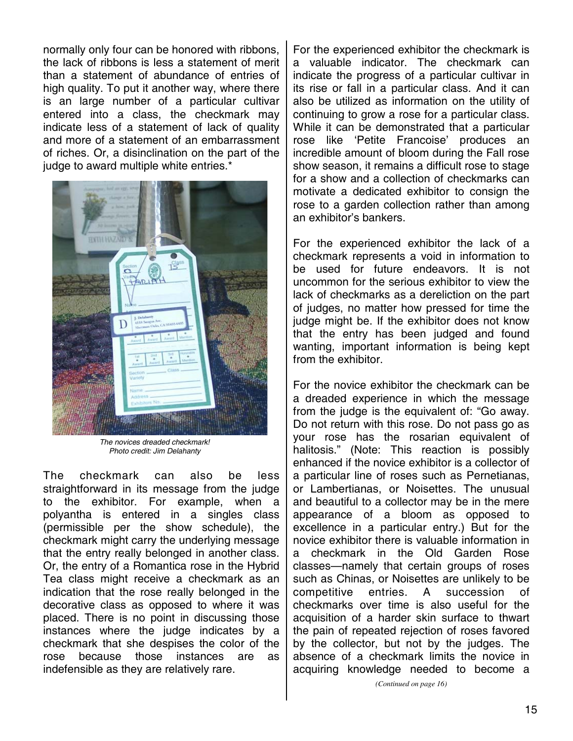normally only four can be honored with ribbons, the lack of ribbons is less a statement of merit than a statement of abundance of entries of high quality. To put it another way, where there is an large number of a particular cultivar entered into a class, the checkmark may indicate less of a statement of lack of quality and more of a statement of an embarrassment of riches. Or, a disinclination on the part of the judge to award multiple white entries.*

*The novices dreaded checkmark!*
*Photo credit: Jim Delahanty*

The checkmark can also be less straightforward in its message from the judge to the exhibitor. For example, when a polyantha is entered in a singles class (permissible per the show schedule), the checkmark might carry the underlying message that the entry really belonged in another class. Or, the entry of a Romantica rose in the Hybrid Tea class might receive a checkmark as an indication that the rose really belonged in the decorative class as opposed to where it was placed. There is no point in discussing those instances where the judge indicates by a checkmark that she despises the color of the rose because those instances are as indefensible as they are relatively rare.

For the experienced exhibitor the checkmark is a valuable indicator. The checkmark can indicate the progress of a particular cultivar in its rise or fall in a particular class. And it can also be utilized as information on the utility of continuing to grow a rose for a particular class. While it can be demonstrated that a particular rose like 'Petite Francoise' produces an incredible amount of bloom during the Fall rose show season, it remains a difficult rose to stage for a show and a collection of checkmarks can motivate a dedicated exhibitor to consign the rose to a garden collection rather than among an exhibitor's bankers.

For the experienced exhibitor the lack of a checkmark represents a void in information to be used for future endeavors. It is not uncommon for the serious exhibitor to view the lack of checkmarks as a dereliction on the part of judges, no matter how pressed for time the judge might be. If the exhibitor does not know that the entry has been judged and found wanting, important information is being kept from the exhibitor.

For the novice exhibitor the checkmark can be a dreaded experience in which the message from the judge is the equivalent of: "Go away. Do not return with this rose. Do not pass go as your rose has the rosarian equivalent of halitosis." (Note: This reaction is possibly enhanced if the novice exhibitor is a collector of a particular line of roses such as Pernetianas, or Lambertianas, or Noisettes. The unusual and beautiful to a collector may be in the mere appearance of a bloom as opposed to excellence in a particular entry.) But for the novice exhibitor there is valuable information in a checkmark in the Old Garden Rose classes—namely that certain groups of roses such as Chinas, or Noisettes are unlikely to be competitive entries. A succession of checkmarks over time is also useful for the acquisition of a harder skin surface to thwart the pain of repeated rejection of roses favored by the collector, but not by the judges. The absence of a checkmark limits the novice in acquiring knowledge needed to become a

*(Continued on page 16)*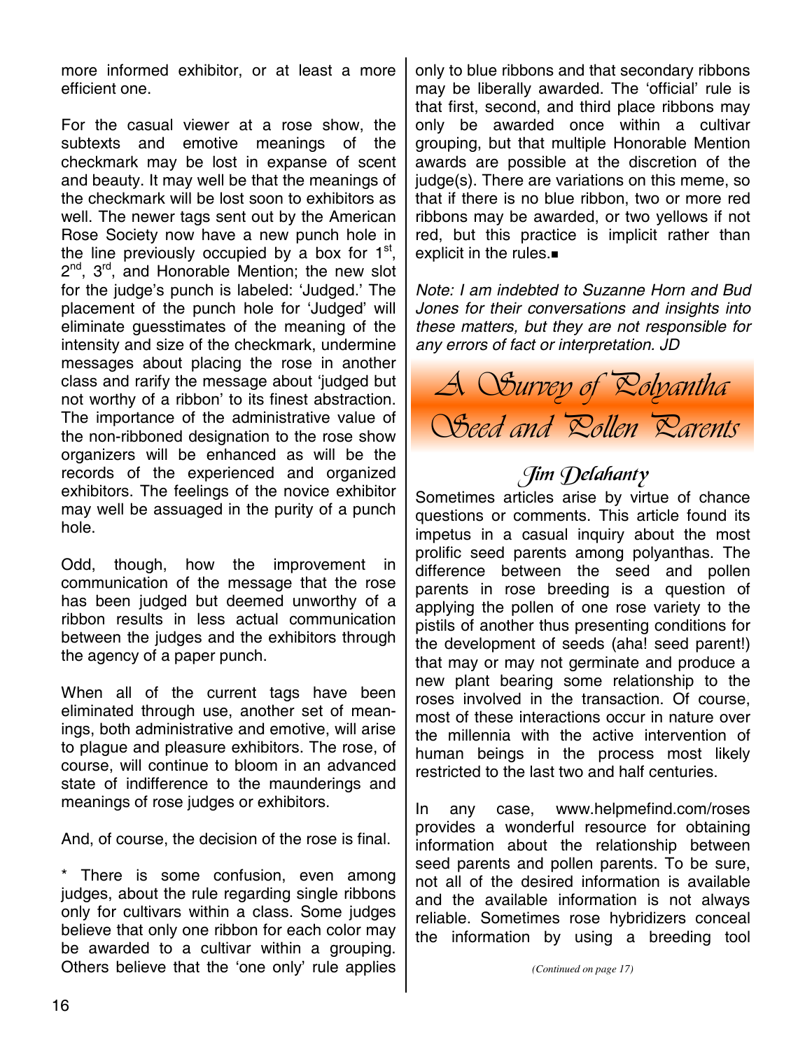more informed exhibitor, or at least a more efficient one.

For the casual viewer at a rose show, the subtexts and emotive meanings of the checkmark may be lost in expanse of scent and beauty. It may well be that the meanings of the checkmark will be lost soon to exhibitors as well. The newer tags sent out by the American Rose Society now have a new punch hole in the line previously occupied by a box for 1st, 2nd, 3rd, and Honorable Mention; the new slot for the judge's punch is labeled: 'Judged.' The placement of the punch hole for 'Judged' will eliminate guesstimates of the meaning of the intensity and size of the checkmark, undermine messages about placing the rose in another class and rarify the message about 'judged but not worthy of a ribbon' to its finest abstraction. The importance of the administrative value of the non-ribboned designation to the rose show organizers will be enhanced as will be the records of the experienced and organized exhibitors. The feelings of the novice exhibitor may well be assuaged in the purity of a punch hole.

Odd, though, how the improvement in communication of the message that the rose has been judged but deemed unworthy of a ribbon results in less actual communication between the judges and the exhibitors through the agency of a paper punch.

When all of the current tags have been eliminated through use, another set of meanings, both administrative and emotive, will arise to plague and pleasure exhibitors. The rose, of course, will continue to bloom in an advanced state of indifference to the maunderings and meanings of rose judges or exhibitors.

And, of course, the decision of the rose is final.

\* There is some confusion, even among judges, about the rule regarding single ribbons only for cultivars within a class. Some judges believe that only one ribbon for each color may be awarded to a cultivar within a grouping. Others believe that the 'one only' rule applies only to blue ribbons and that secondary ribbons may be liberally awarded. The 'official' rule is that first, second, and third place ribbons may only be awarded once within a cultivar grouping, but that multiple Honorable Mention awards are possible at the discretion of the judge(s). There are variations on this meme, so that if there is no blue ribbon, two or more red ribbons may be awarded, or two yellows if not red, but this practice is implicit rather than explicit in the rules.■

*Note: I am indebted to Suzanne Horn and Bud Jones for their conversations and insights into these matters, but they are not responsible for any errors of fact or interpretation. JD*

# A Survey of Polyantha Seed and Pollen Parents

## Jim Delahanty

Sometimes articles arise by virtue of chance questions or comments. This article found its impetus in a casual inquiry about the most prolific seed parents among polyanthas. The difference between the seed and pollen parents in rose breeding is a question of applying the pollen of one rose variety to the pistils of another thus presenting conditions for the development of seeds (aha! seed parent!) that may or may not germinate and produce a new plant bearing some relationship to the roses involved in the transaction. Of course, most of these interactions occur in nature over the millennia with the active intervention of human beings in the process most likely restricted to the last two and half centuries.

In any case, www.helpmefind.com/roses provides a wonderful resource for obtaining information about the relationship between seed parents and pollen parents. To be sure, not all of the desired information is available and the available information is not always reliable. Sometimes rose hybridizers conceal the information by using a breeding tool

*(Continued on page 17)*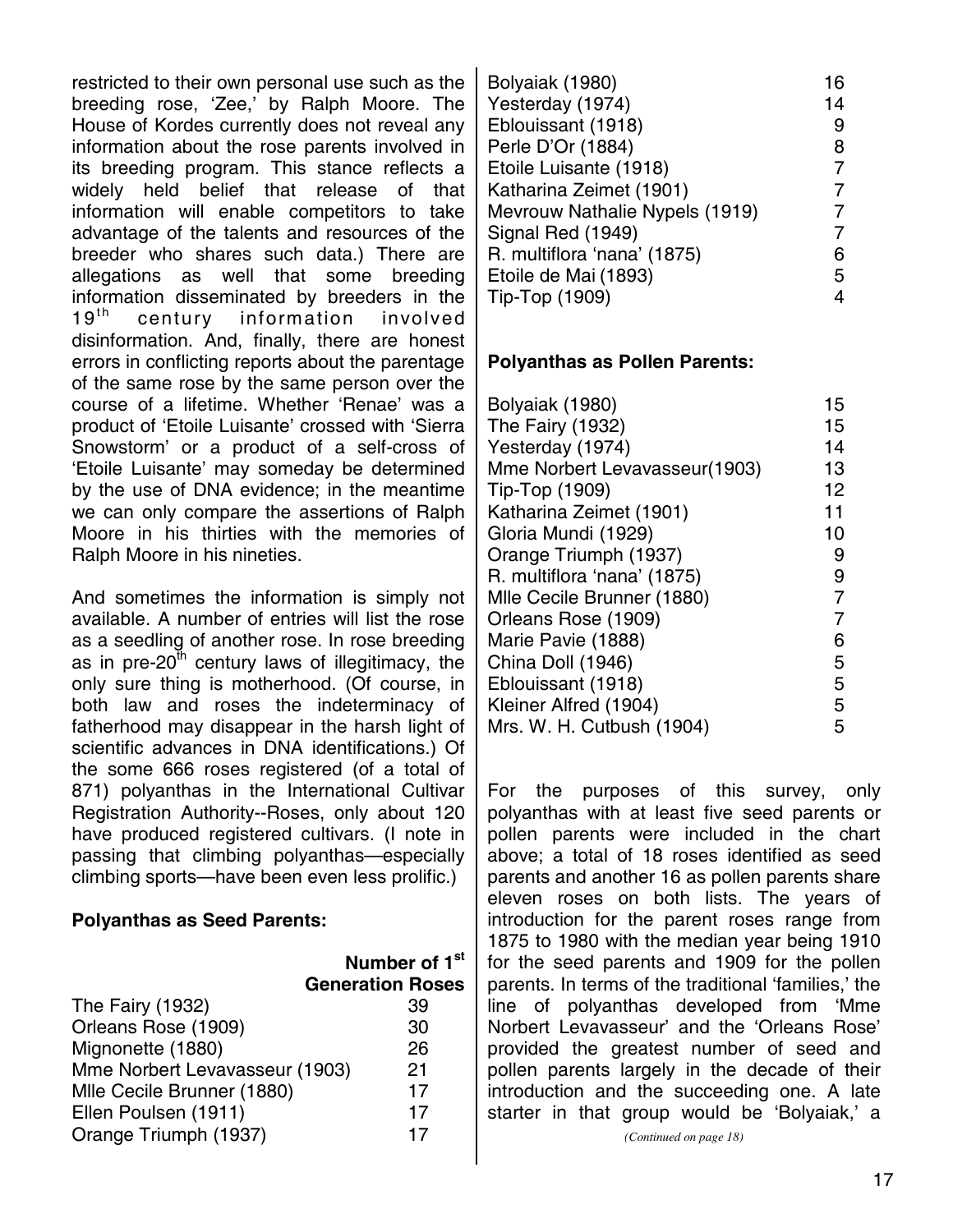restricted to their own personal use such as the breeding rose, 'Zee,' by Ralph Moore. The House of Kordes currently does not reveal any information about the rose parents involved in its breeding program. This stance reflects a widely held belief that release of that information will enable competitors to take advantage of the talents and resources of the breeder who shares such data.) There are allegations as well that some breeding information disseminated by breeders in the 19th century information involved disinformation. And, finally, there are honest errors in conflicting reports about the parentage of the same rose by the same person over the course of a lifetime. Whether 'Renae' was a product of 'Etoile Luisante' crossed with 'Sierra Snowstorm' or a product of a self-cross of 'Etoile Luisante' may someday be determined by the use of DNA evidence; in the meantime we can only compare the assertions of Ralph Moore in his thirties with the memories of Ralph Moore in his nineties.

And sometimes the information is simply not available. A number of entries will list the rose as a seedling of another rose. In rose breeding as in pre-20th century laws of illegitimacy, the only sure thing is motherhood. (Of course, in both law and roses the indeterminacy of fatherhood may disappear in the harsh light of scientific advances in DNA identifications.) Of the some 666 roses registered (of a total of 871) polyanthas in the International Cultivar Registration Authority--Roses, only about 120 have produced registered cultivars. (I note in passing that climbing polyanthas—especially climbing sports—have been even less prolific.)

**Polyanthas as Seed Parents:**

| | Number of 1st Generation Roses |
|---|---|
| The Fairy (1932) | 39 |
| Orleans Rose (1909) | 30 |
| Mignonette (1880) | 26 |
| Mme Norbert Levavasseur (1903) | 21 |
| Mlle Cecile Brunner (1880) | 17 |
| Ellen Poulsen (1911) | 17 |
| Orange Triumph (1937) | 17 |
| Bolyaiak (1980) | 16 |
| Yesterday (1974) | 14 |
| Eblouissant (1918) | 9 |
| Perle D'Or (1884) | 8 |
| Etoile Luisante (1918) | 7 |
| Katharina Zeimet (1901) | 7 |
| Mevrouw Nathalie Nypels (1919) | 7 |
| Signal Red (1949) | 7 |
| R. multiflora 'nana' (1875) | 6 |
| Etoile de Mai (1893) | 5 |
| Tip-Top (1909) | 4 |

**Polyanthas as Pollen Parents:**

| | |
|---|---|
| Bolyaiak (1980) | 15 |
| The Fairy (1932) | 15 |
| Yesterday (1974) | 14 |
| Mme Norbert Levavasseur(1903) | 13 |
| Tip-Top (1909) | 12 |
| Katharina Zeimet (1901) | 11 |
| Gloria Mundi (1929) | 10 |
| Orange Triumph (1937) | 9 |
| R. multiflora 'nana' (1875) | 9 |
| Mlle Cecile Brunner (1880) | 7 |
| Orleans Rose (1909) | 7 |
| Marie Pavie (1888) | 6 |
| China Doll (1946) | 5 |
| Eblouissant (1918) | 5 |
| Kleiner Alfred (1904) | 5 |
| Mrs. W. H. Cutbush (1904) | 5 |

For the purposes of this survey, only polyanthas with at least five seed parents or pollen parents were included in the chart above; a total of 18 roses identified as seed parents and another 16 as pollen parents share eleven roses on both lists. The years of introduction for the parent roses range from 1875 to 1980 with the median year being 1910 for the seed parents and 1909 for the pollen parents. In terms of the traditional 'families,' the line of polyanthas developed from 'Mme Norbert Levavasseur' and the 'Orleans Rose' provided the greatest number of seed and pollen parents largely in the decade of their introduction and the succeeding one. A late starter in that group would be 'Bolyaiak,' a

*(Continued on page 18)*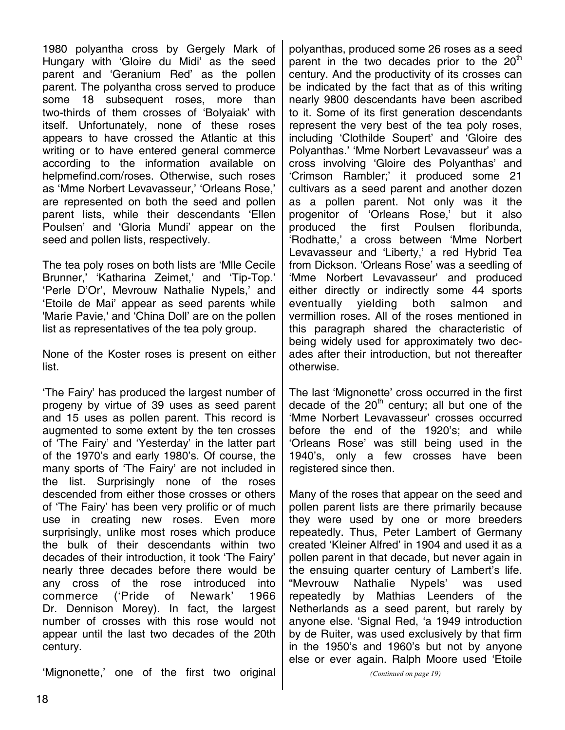1980 polyantha cross by Gergely Mark of Hungary with 'Gloire du Midi' as the seed parent and 'Geranium Red' as the pollen parent. The polyantha cross served to produce some 18 subsequent roses, more than two-thirds of them crosses of 'Bolyaiak' with itself. Unfortunately, none of these roses appears to have crossed the Atlantic at this writing or to have entered general commerce according to the information available on helpmefind.com/roses. Otherwise, such roses as 'Mme Norbert Levavasseur,' 'Orleans Rose,' are represented on both the seed and pollen parent lists, while their descendants 'Ellen Poulsen' and 'Gloria Mundi' appear on the seed and pollen lists, respectively.

The tea poly roses on both lists are 'Mlle Cecile Brunner,' 'Katharina Zeimet,' and 'Tip-Top.' 'Perle D'Or', Mevrouw Nathalie Nypels,' and 'Etoile de Mai' appear as seed parents while 'Marie Pavie,' and 'China Doll' are on the pollen list as representatives of the tea poly group.

None of the Koster roses is present on either list.

'The Fairy' has produced the largest number of progeny by virtue of 39 uses as seed parent and 15 uses as pollen parent. This record is augmented to some extent by the ten crosses of 'The Fairy' and 'Yesterday' in the latter part of the 1970's and early 1980's. Of course, the many sports of 'The Fairy' are not included in the list. Surprisingly none of the roses descended from either those crosses or others of 'The Fairy' has been very prolific or of much use in creating new roses. Even more surprisingly, unlike most roses which produce the bulk of their descendants within two decades of their introduction, it took 'The Fairy' nearly three decades before there would be any cross of the rose introduced into commerce ('Pride of Newark' 1966 Dr. Dennison Morey). In fact, the largest number of crosses with this rose would not appear until the last two decades of the 20th century.

'Mignonette,' one of the first two original polyanthas, produced some 26 roses as a seed parent in the two decades prior to the 20th century. And the productivity of its crosses can be indicated by the fact that as of this writing nearly 9800 descendants have been ascribed to it. Some of its first generation descendants represent the very best of the tea poly roses, including 'Clothilde Soupert' and 'Gloire des Polyanthas.' 'Mme Norbert Levavasseur' was a cross involving 'Gloire des Polyanthas' and 'Crimson Rambler;' it produced some 21 cultivars as a seed parent and another dozen as a pollen parent. Not only was it the progenitor of 'Orleans Rose,' but it also produced the first Poulsen floribunda, 'Rodhatte,' a cross between 'Mme Norbert Levavasseur and 'Liberty,' a red Hybrid Tea from Dickson. 'Orleans Rose' was a seedling of 'Mme Norbert Levavasseur' and produced either directly or indirectly some 44 sports eventually yielding both salmon and vermillion roses. All of the roses mentioned in this paragraph shared the characteristic of being widely used for approximately two decades after their introduction, but not thereafter otherwise.

The last 'Mignonette' cross occurred in the first decade of the 20th century; all but one of the 'Mme Norbert Levavasseur' crosses occurred before the end of the 1920's; and while 'Orleans Rose' was still being used in the 1940's, only a few crosses have been registered since then.

Many of the roses that appear on the seed and pollen parent lists are there primarily because they were used by one or more breeders repeatedly. Thus, Peter Lambert of Germany created 'Kleiner Alfred' in 1904 and used it as a pollen parent in that decade, but never again in the ensuing quarter century of Lambert's life. "Mevrouw Nathalie Nypels' was used repeatedly by Mathias Leenders of the Netherlands as a seed parent, but rarely by anyone else. 'Signal Red, 'a 1949 introduction by de Ruiter, was used exclusively by that firm in the 1950's and 1960's but not by anyone else or ever again. Ralph Moore used 'Etoile

*(Continued on page 19)*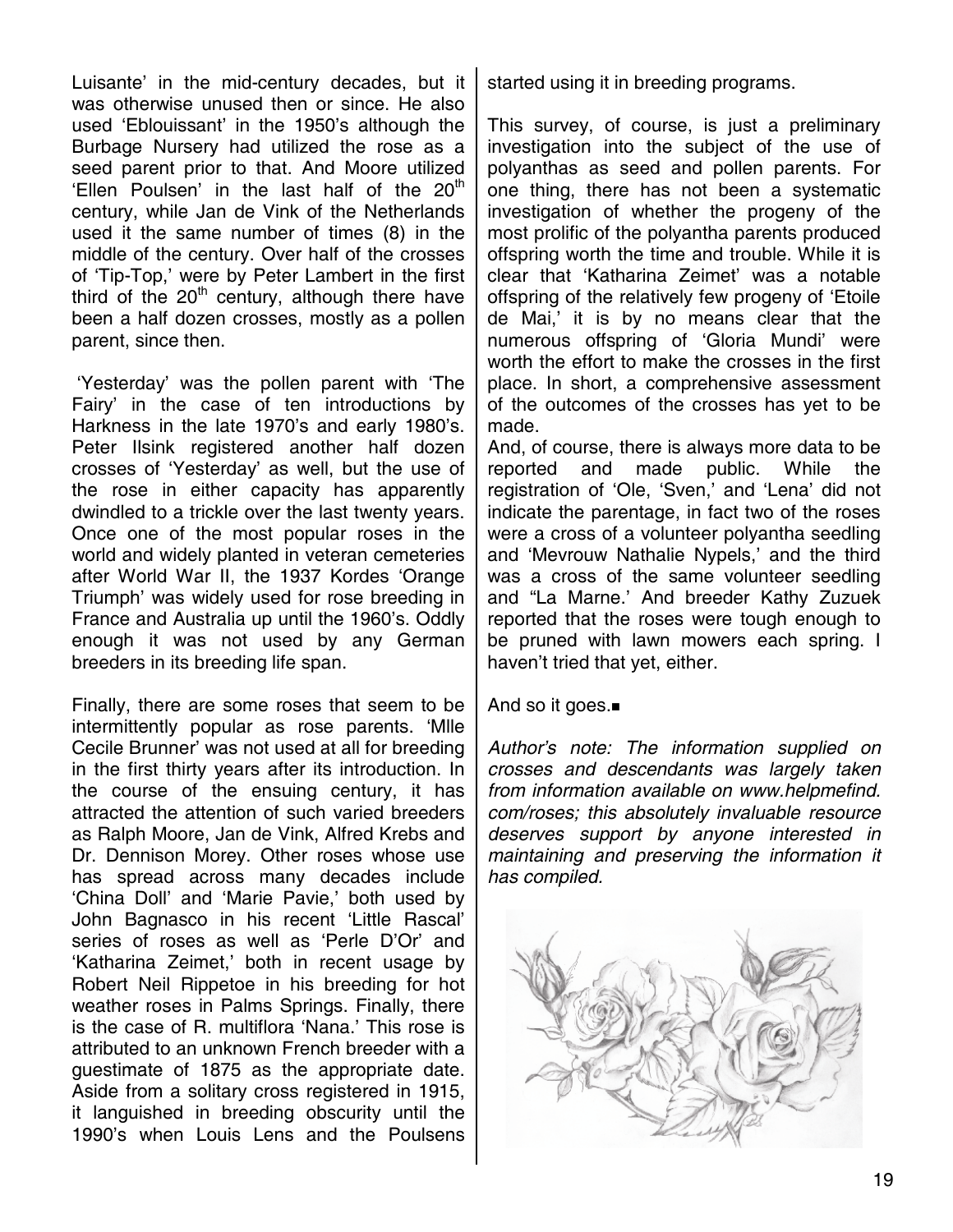Luisante' in the mid-century decades, but it was otherwise unused then or since. He also used 'Eblouissant' in the 1950's although the Burbage Nursery had utilized the rose as a seed parent prior to that. And Moore utilized 'Ellen Poulsen' in the last half of the 20th century, while Jan de Vink of the Netherlands used it the same number of times (8) in the middle of the century. Over half of the crosses of 'Tip-Top,' were by Peter Lambert in the first third of the 20th century, although there have been a half dozen crosses, mostly as a pollen parent, since then.

'Yesterday' was the pollen parent with 'The Fairy' in the case of ten introductions by Harkness in the late 1970's and early 1980's. Peter Ilsink registered another half dozen crosses of 'Yesterday' as well, but the use of the rose in either capacity has apparently dwindled to a trickle over the last twenty years. Once one of the most popular roses in the world and widely planted in veteran cemeteries after World War II, the 1937 Kordes 'Orange Triumph' was widely used for rose breeding in France and Australia up until the 1960's. Oddly enough it was not used by any German breeders in its breeding life span.

Finally, there are some roses that seem to be intermittently popular as rose parents. 'Mlle Cecile Brunner' was not used at all for breeding in the first thirty years after its introduction. In the course of the ensuing century, it has attracted the attention of such varied breeders as Ralph Moore, Jan de Vink, Alfred Krebs and Dr. Dennison Morey. Other roses whose use has spread across many decades include 'China Doll' and 'Marie Pavie,' both used by John Bagnasco in his recent 'Little Rascal' series of roses as well as 'Perle D'Or' and 'Katharina Zeimet,' both in recent usage by Robert Neil Rippetoe in his breeding for hot weather roses in Palms Springs. Finally, there is the case of R. multiflora 'Nana.' This rose is attributed to an unknown French breeder with a guestimate of 1875 as the appropriate date. Aside from a solitary cross registered in 1915, it languished in breeding obscurity until the 1990's when Louis Lens and the Poulsens started using it in breeding programs.

This survey, of course, is just a preliminary investigation into the subject of the use of polyanthas as seed and pollen parents. For one thing, there has not been a systematic investigation of whether the progeny of the most prolific of the polyantha parents produced offspring worth the time and trouble. While it is clear that 'Katharina Zeimet' was a notable offspring of the relatively few progeny of 'Etoile de Mai,' it is by no means clear that the numerous offspring of 'Gloria Mundi' were worth the effort to make the crosses in the first place. In short, a comprehensive assessment of the outcomes of the crosses has yet to be made.

And, of course, there is always more data to be reported and made public. While the registration of 'Ole, 'Sven,' and 'Lena' did not indicate the parentage, in fact two of the roses were a cross of a volunteer polyantha seedling and 'Mevrouw Nathalie Nypels,' and the third was a cross of the same volunteer seedling and "La Marne.' And breeder Kathy Zuzuek reported that the roses were tough enough to be pruned with lawn mowers each spring. I haven't tried that yet, either.

And so it goes.■

*Author's note: The information supplied on crosses and descendants was largely taken from information available on www.helpmefind.com/roses; this absolutely invaluable resource deserves support by anyone interested in maintaining and preserving the information it has compiled.*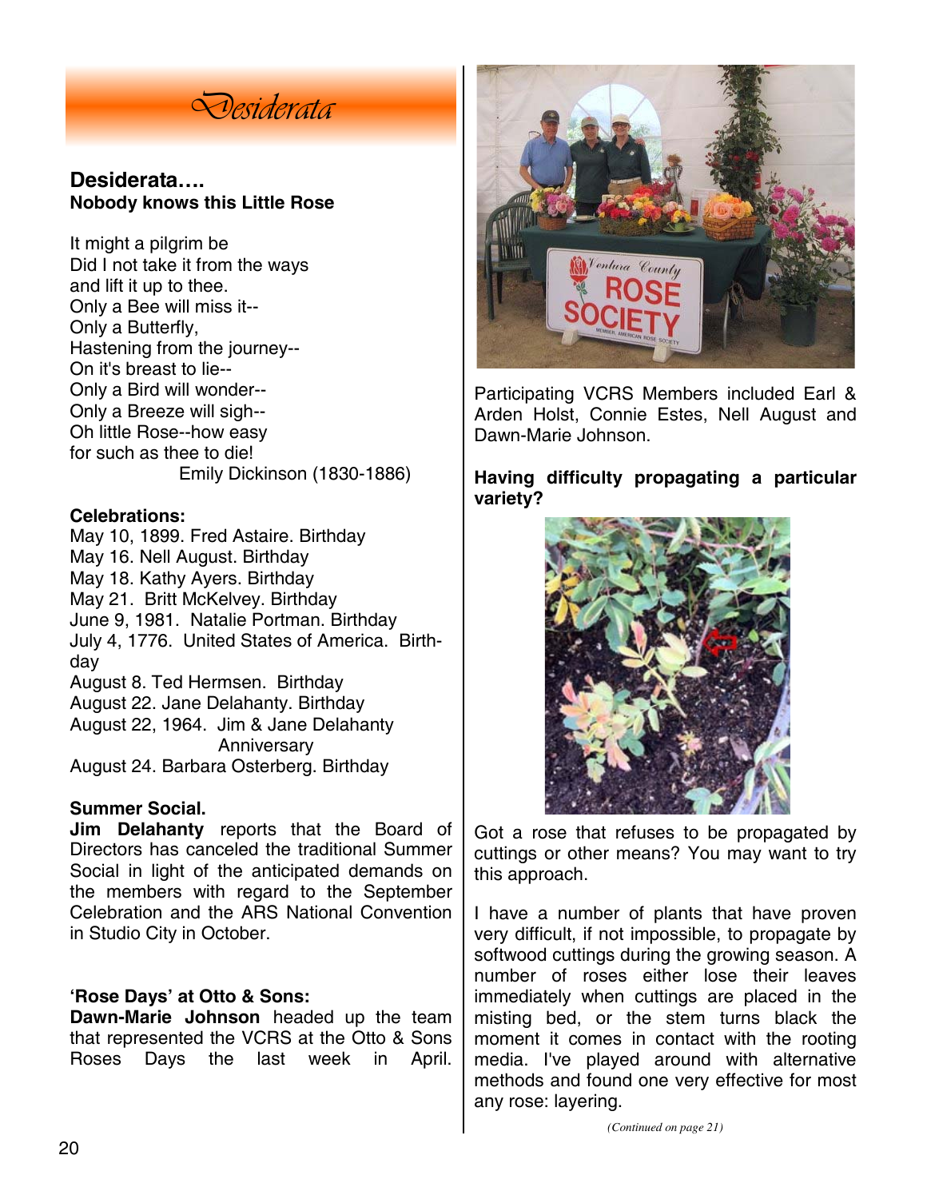# Desiderata

**Desiderata….**
**Nobody knows this Little Rose**

It might a pilgrim be
Did I not take it from the ways
and lift it up to thee.
Only a Bee will miss it--
Only a Butterfly,
Hastening from the journey--
On it's breast to lie--
Only a Bird will wonder--
Only a Breeze will sigh--
Oh little Rose--how easy
for such as thee to die!
Emily Dickinson (1830-1886)

**Celebrations:**
May 10, 1899. Fred Astaire. Birthday
May 16. Nell August. Birthday
May 18. Kathy Ayers. Birthday
May 21. Britt McKelvey. Birthday
June 9, 1981. Natalie Portman. Birthday
July 4, 1776. United States of America. Birthday
August 8. Ted Hermsen. Birthday
August 22. Jane Delahanty. Birthday
August 22, 1964. Jim & Jane Delahanty Anniversary
August 24. Barbara Osterberg. Birthday

**Summer Social.**
**Jim Delahanty** reports that the Board of Directors has canceled the traditional Summer Social in light of the anticipated demands on the members with regard to the September Celebration and the ARS National Convention in Studio City in October.

**'Rose Days' at Otto & Sons:**
**Dawn-Marie Johnson** headed up the team that represented the VCRS at the Otto & Sons Roses Days the last week in April.

Participating VCRS Members included Earl & Arden Holst, Connie Estes, Nell August and Dawn-Marie Johnson.

**Having difficulty propagating a particular variety?**

Got a rose that refuses to be propagated by cuttings or other means? You may want to try this approach.

I have a number of plants that have proven very difficult, if not impossible, to propagate by softwood cuttings during the growing season. A number of roses either lose their leaves immediately when cuttings are placed in the misting bed, or the stem turns black the moment it comes in contact with the rooting media. I've played around with alternative methods and found one very effective for most any rose: layering.

*(Continued on page 21)*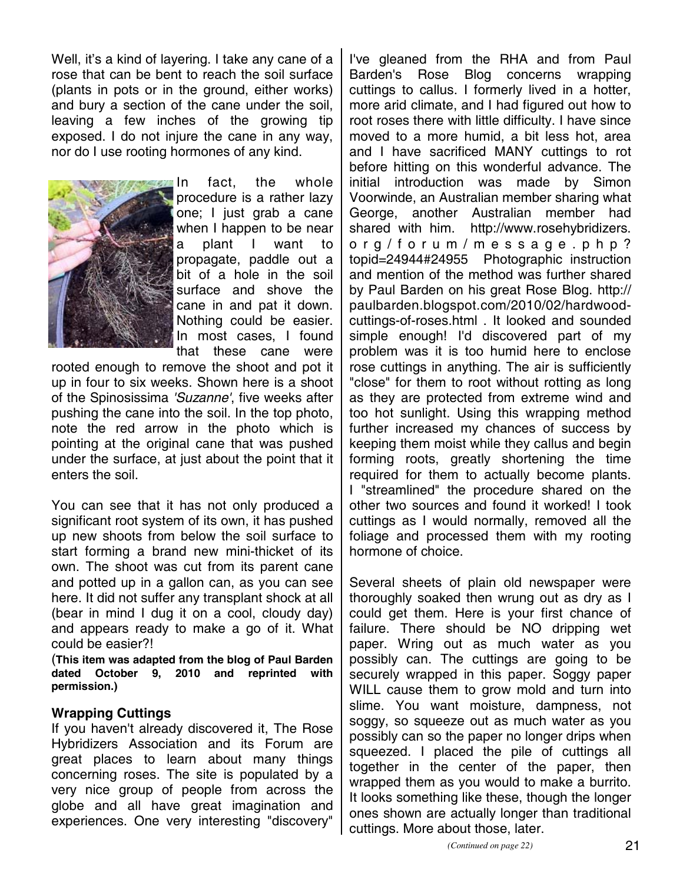Well, it's a kind of layering. I take any cane of a rose that can be bent to reach the soil surface (plants in pots or in the ground, either works) and bury a section of the cane under the soil, leaving a few inches of the growing tip exposed. I do not injure the cane in any way, nor do I use rooting hormones of any kind.

In fact, the whole procedure is a rather lazy one; I just grab a cane when I happen to be near a plant I want to propagate, paddle out a bit of a hole in the soil surface and shove the cane in and pat it down. Nothing could be easier. In most cases, I found that these cane were rooted enough to remove the shoot and pot it up in four to six weeks. Shown here is a shoot of the Spinosissima *'Suzanne'*, five weeks after pushing the cane into the soil. In the top photo, note the red arrow in the photo which is pointing at the original cane that was pushed under the surface, at just about the point that it enters the soil.

You can see that it has not only produced a significant root system of its own, it has pushed up new shoots from below the soil surface to start forming a brand new mini-thicket of its own. The shoot was cut from its parent cane and potted up in a gallon can, as you can see here. It did not suffer any transplant shock at all (bear in mind I dug it on a cool, cloudy day) and appears ready to make a go of it. What could be easier?!

(**This item was adapted from the blog of Paul Barden dated October 9, 2010 and reprinted with permission.**)

### Wrapping Cuttings

If you haven't already discovered it, The Rose Hybridizers Association and its Forum are great places to learn about many things concerning roses. The site is populated by a very nice group of people from across the globe and all have great imagination and experiences. One very interesting "discovery" I've gleaned from the RHA and from Paul Barden's Rose Blog concerns wrapping cuttings to callus. I formerly lived in a hotter, more arid climate, and I had figured out how to root roses there with little difficulty. I have since moved to a more humid, a bit less hot, area and I have sacrificed MANY cuttings to rot before hitting on this wonderful advance. The initial introduction was made by Simon Voorwinde, an Australian member sharing what George, another Australian member had shared with him. http://www.rosehybridizers.org/forum/message.php?topid=24944#24955 Photographic instruction and mention of the method was further shared by Paul Barden on his great Rose Blog. http://paulbarden.blogspot.com/2010/02/hardwood-cuttings-of-roses.html . It looked and sounded simple enough! I'd discovered part of my problem was it is too humid here to enclose rose cuttings in anything. The air is sufficiently "close" for them to root without rotting as long as they are protected from extreme wind and too hot sunlight. Using this wrapping method further increased my chances of success by keeping them moist while they callus and begin forming roots, greatly shortening the time required for them to actually become plants. I "streamlined" the procedure shared on the other two sources and found it worked! I took cuttings as I would normally, removed all the foliage and processed them with my rooting hormone of choice.

Several sheets of plain old newspaper were thoroughly soaked then wrung out as dry as I could get them. Here is your first chance of failure. There should be NO dripping wet paper. Wring out as much water as you possibly can. The cuttings are going to be securely wrapped in this paper. Soggy paper WILL cause them to grow mold and turn into slime. You want moisture, dampness, not soggy, so squeeze out as much water as you possibly can so the paper no longer drips when squeezed. I placed the pile of cuttings all together in the center of the paper, then wrapped them as you would to make a burrito. It looks something like these, though the longer ones shown are actually longer than traditional cuttings. More about those, later.

*(Continued on page 22)*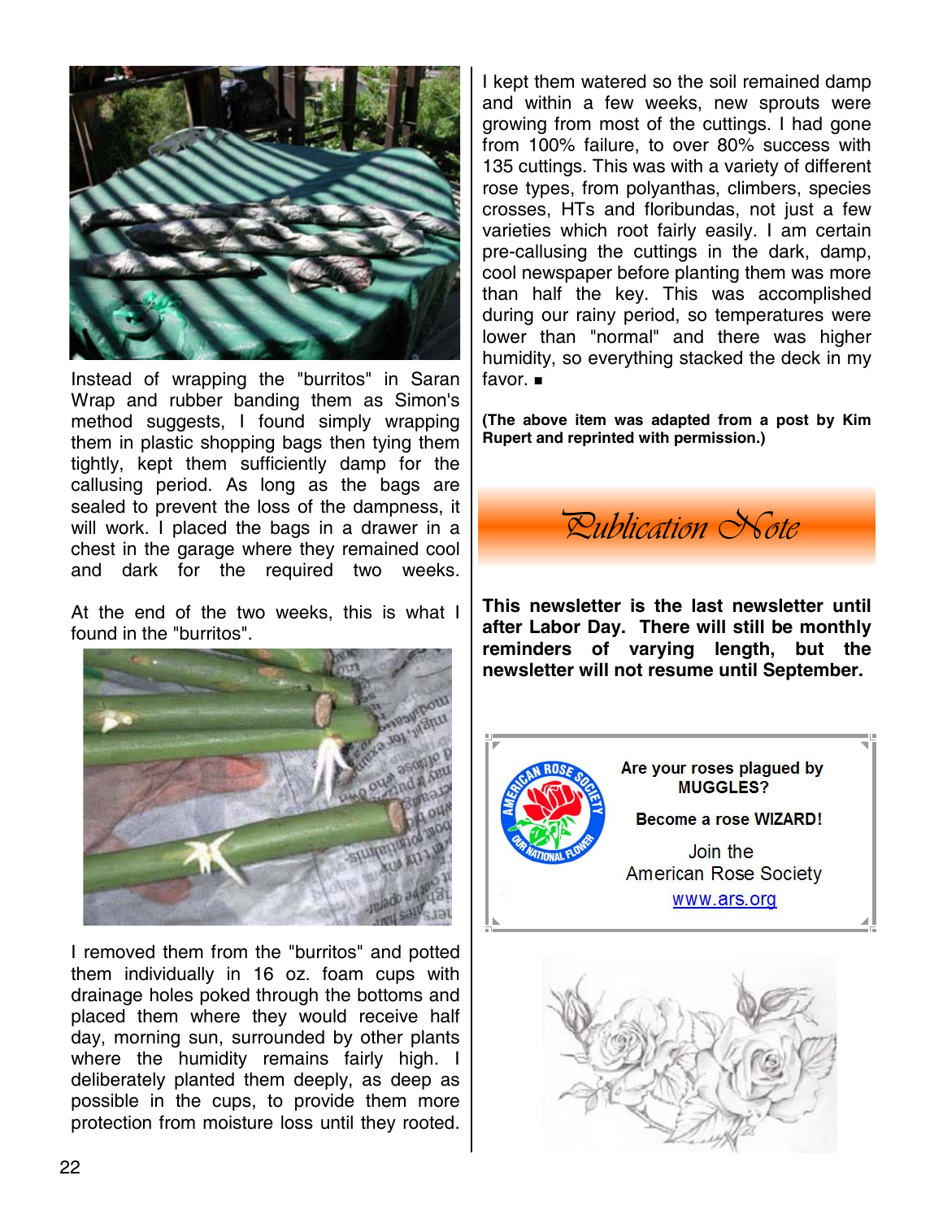Instead of wrapping the "burritos" in Saran Wrap and rubber banding them as Simon's method suggests, I found simply wrapping them in plastic shopping bags then tying them tightly, kept them sufficiently damp for the callusing period. As long as the bags are sealed to prevent the loss of the dampness, it will work. I placed the bags in a drawer in a chest in the garage where they remained cool and dark for the required two weeks.

At the end of the two weeks, this is what I found in the "burritos".

I removed them from the "burritos" and potted them individually in 16 oz. foam cups with drainage holes poked through the bottoms and placed them where they would receive half day, morning sun, surrounded by other plants where the humidity remains fairly high. I deliberately planted them deeply, as deep as possible in the cups, to provide them more protection from moisture loss until they rooted. I kept them watered so the soil remained damp and within a few weeks, new sprouts were growing from most of the cuttings. I had gone from 100% failure, to over 80% success with 135 cuttings. This was with a variety of different rose types, from polyanthas, climbers, species crosses, HTs and floribundas, not just a few varieties which root fairly easily. I am certain pre-callusing the cuttings in the dark, damp, cool newspaper before planting them was more than half the key. This was accomplished during our rainy period, so temperatures were lower than "normal" and there was higher humidity, so everything stacked the deck in my favor. ■

**(The above item was adapted from a post by Kim Rupert and reprinted with permission.)**

## Publication Note

**This newsletter is the last newsletter until after Labor Day. There will still be monthly reminders of varying length, but the newsletter will not resume until September.**

**Are your roses plagued by MUGGLES?**

**Become a rose WIZARD!**

Join the American Rose Society

www.ars.org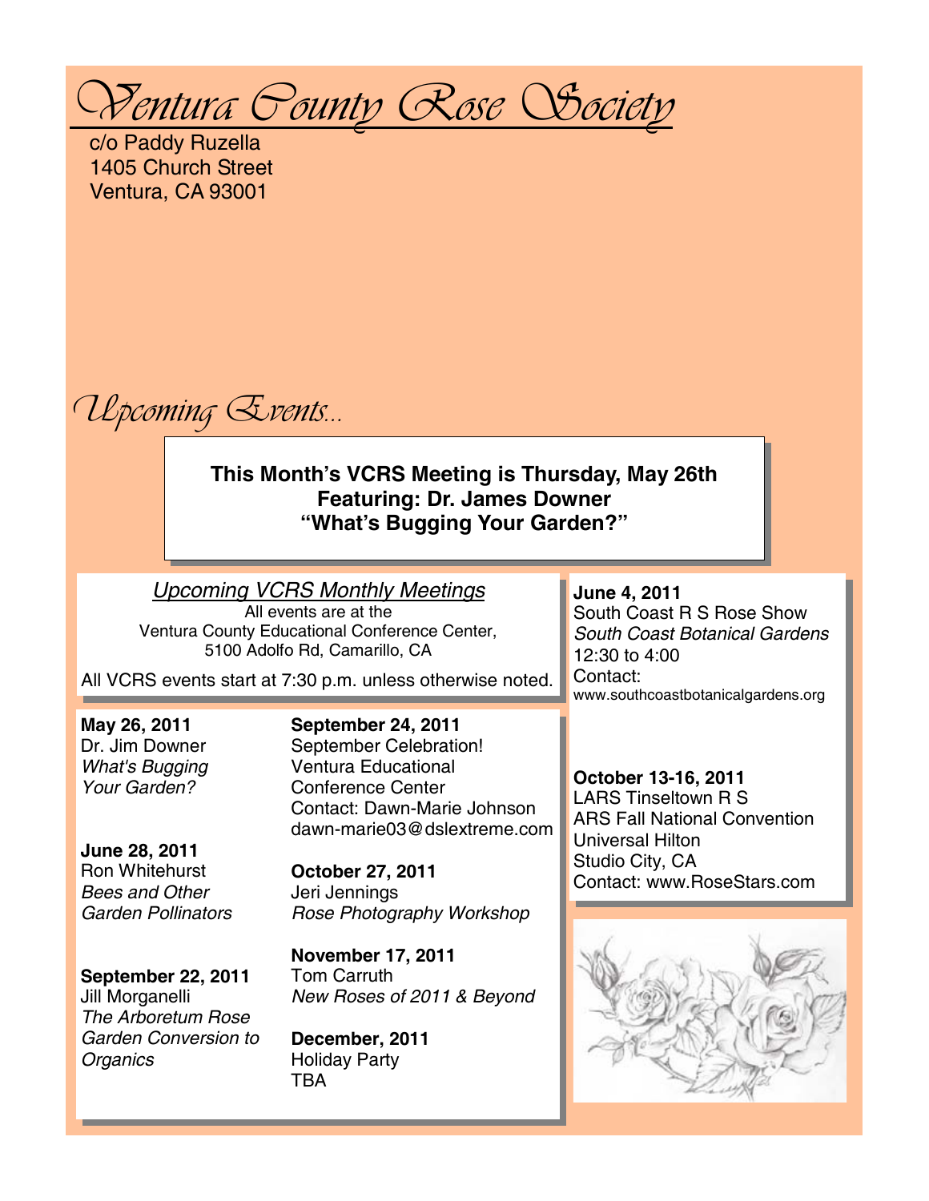# Ventura County Rose Society

c/o Paddy Ruzella
1405 Church Street
Ventura, CA 93001

## Upcoming Events...

**This Month's VCRS Meeting is Thursday, May 26th**
**Featuring: Dr. James Downer**
**"What's Bugging Your Garden?"**

### *Upcoming VCRS Monthly Meetings*

All events are at the
Ventura County Educational Conference Center,
5100 Adolfo Rd, Camarillo, CA

All VCRS events start at 7:30 p.m. unless otherwise noted.

**May 26, 2011**
Dr. Jim Downer
*What's Bugging Your Garden?*

**June 28, 2011**
Ron Whitehurst
*Bees and Other Garden Pollinators*

**September 22, 2011**
Jill Morganelli
*The Arboretum Rose Garden Conversion to Organics*

**September 24, 2011**
September Celebration!
Ventura Educational Conference Center
Contact: Dawn-Marie Johnson
dawn-marie03@dslextreme.com

**October 27, 2011**
Jeri Jennings
*Rose Photography Workshop*

**November 17, 2011**
Tom Carruth
*New Roses of 2011 & Beyond*

**December, 2011**
Holiday Party
TBA

**June 4, 2011**
South Coast R S Rose Show
*South Coast Botanical Gardens*
12:30 to 4:00
Contact:
www.southcoastbotanicalgardens.org

**October 13-16, 2011**
LARS Tinseltown R S
ARS Fall National Convention
Universal Hilton
Studio City, CA
Contact: www.RoseStars.com